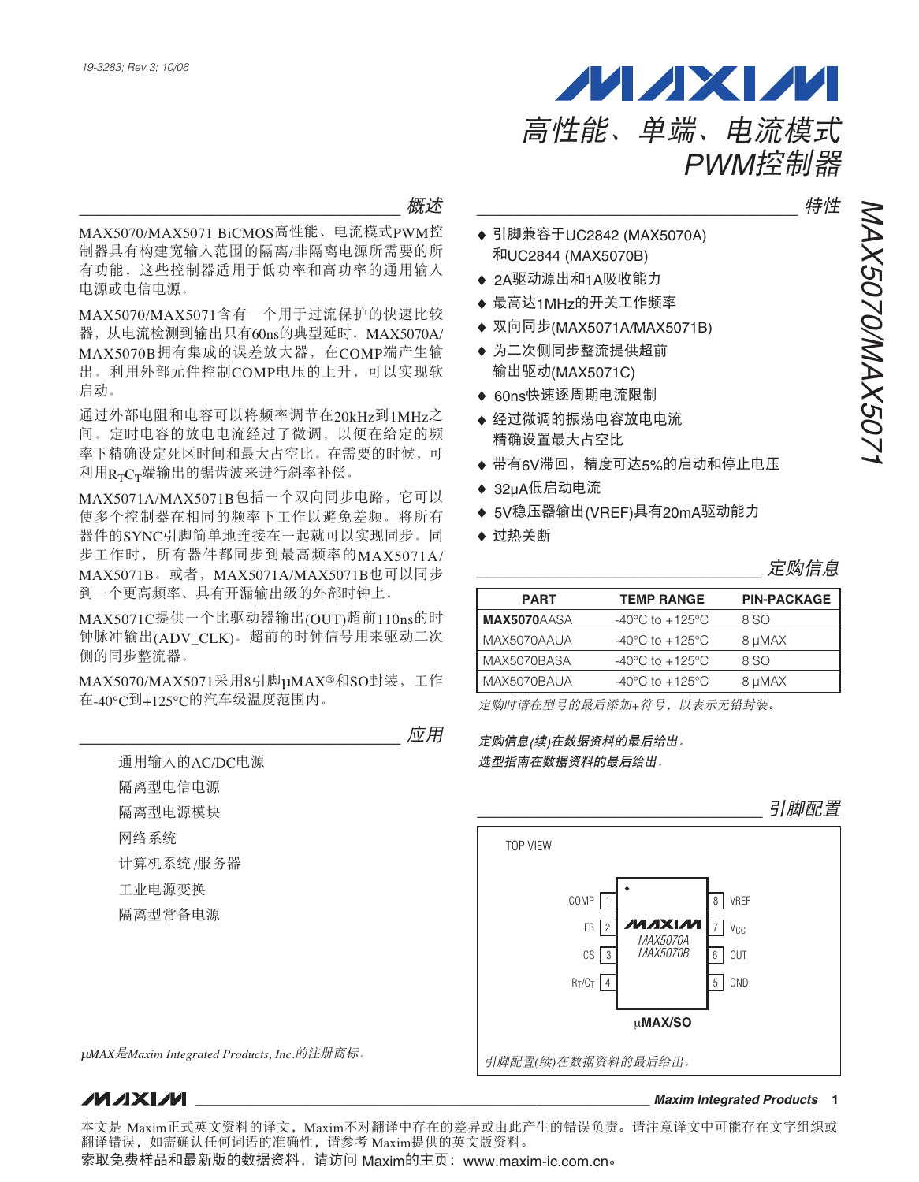19-3283; Rev 3; 10/06

# 高性能、单端、电流模式 PWM控制器

# MAX5070/MAX5071

## 概述

MAX5070/MAX5071 BiCMOS高性能、电流模式PWM控制器具有构建宽输入范围的隔离/非隔离电源所需要的所有功能。这些控制器适用于低功率和高功率的通用输入电源或电信电源。

MAX5070/MAX5071含有一个用于过流保护的快速比较器，从电流检测到输出只有60ns的典型延时。MAX5070A/MAX5070B拥有集成的误差放大器，在COMP端产生输出。利用外部元件控制COMP电压的上升，可以实现软启动。

通过外部电阻和电容可以将频率调节在20kHz到1MHz之间。定时电容的放电电流经过了微调，以便在给定的频率下精确设定死区时间和最大占空比。在需要的时候，可利用$R_TC_T$端输出的锯齿波来进行斜率补偿。

MAX5071A/MAX5071B包括一个双向同步电路，它可以使多个控制器在相同的频率下工作以避免差频。将所有器件的SYNC引脚简单地连接在一起就可以实现同步。同步工作时，所有器件都同步到最高频率的MAX5071A/MAX5071B。或者，MAX5071A/MAX5071B也可以同步到一个更高频率、具有开漏输出级的外部时钟上。

MAX5071C提供一个比驱动器输出(OUT)超前110ns的时钟脉冲输出(ADV_CLK)。超前的时钟信号用来驱动二次侧的同步整流器。

MAX5070/MAX5071采用8引脚µMAX®和SO封装，工作在-40°C到+125°C的汽车级温度范围内。

## 应用

- 通用输入的AC/DC电源
- 隔离型电信电源
- 隔离型电源模块
- 网络系统
- 计算机系统/服务器
- 工业电源变换
- 隔离型常备电源

*µMAX是Maxim Integrated Products, Inc.的注册商标。*

## 特性

- ♦ 引脚兼容于UC2842 (MAX5070A)和UC2844 (MAX5070B)
- ♦ 2A驱动源出和1A吸收能力
- ♦ 最高达1MHz的开关工作频率
- ♦ 双向同步(MAX5071A/MAX5071B)
- ♦ 为二次侧同步整流提供超前输出驱动(MAX5071C)
- ♦ 60ns快速逐周期电流限制
- ♦ 经过微调的振荡电容放电电流精确设置最大占空比
- ♦ 带有6V滞回，精度可达5%的启动和停止电压
- ♦ 32µA低启动电流
- ♦ 5V稳压器输出(VREF)具有20mA驱动能力
- ♦ 过热关断

## 定购信息

| PART | TEMP RANGE | PIN-PACKAGE |
|---|---|---|
| **MAX5070**AASA | -40°C to +125°C | 8 SO |
| MAX5070AAUA | -40°C to +125°C | 8 µMAX |
| MAX5070BASA | -40°C to +125°C | 8 SO |
| MAX5070BAUA | -40°C to +125°C | 8 µMAX |

*定购时请在型号的最后添加+符号，以表示无铅封装。*

***定购信息(续)在数据资料的最后给出。***
***选型指南在数据资料的最后给出。***

## 引脚配置

TOP VIEW

| Pin | Name | Pin | Name |
|---|---|---|---|
| 1 | COMP | 8 | VREF |
| 2 | FB | 7 | $V_{CC}$ |
| 3 | CS | 6 | OUT |
| 4 | $R_T/C_T$ | 5 | GND |

MAXIM MAX5070A MAX5070B

**µMAX/SO**

*引脚配置(续)在数据资料的最后给出。*

本文是 Maxim正式英文资料的译文，Maxim不对翻译中存在的差异或由此产生的错误负责。请注意译文中可能存在文字组织或翻译错误，如需确认任何词语的准确性，请参考 Maxim提供的英文版资料。
索取免费样品和最新版的数据资料，请访问 Maxim的主页：www.maxim-ic.com.cn。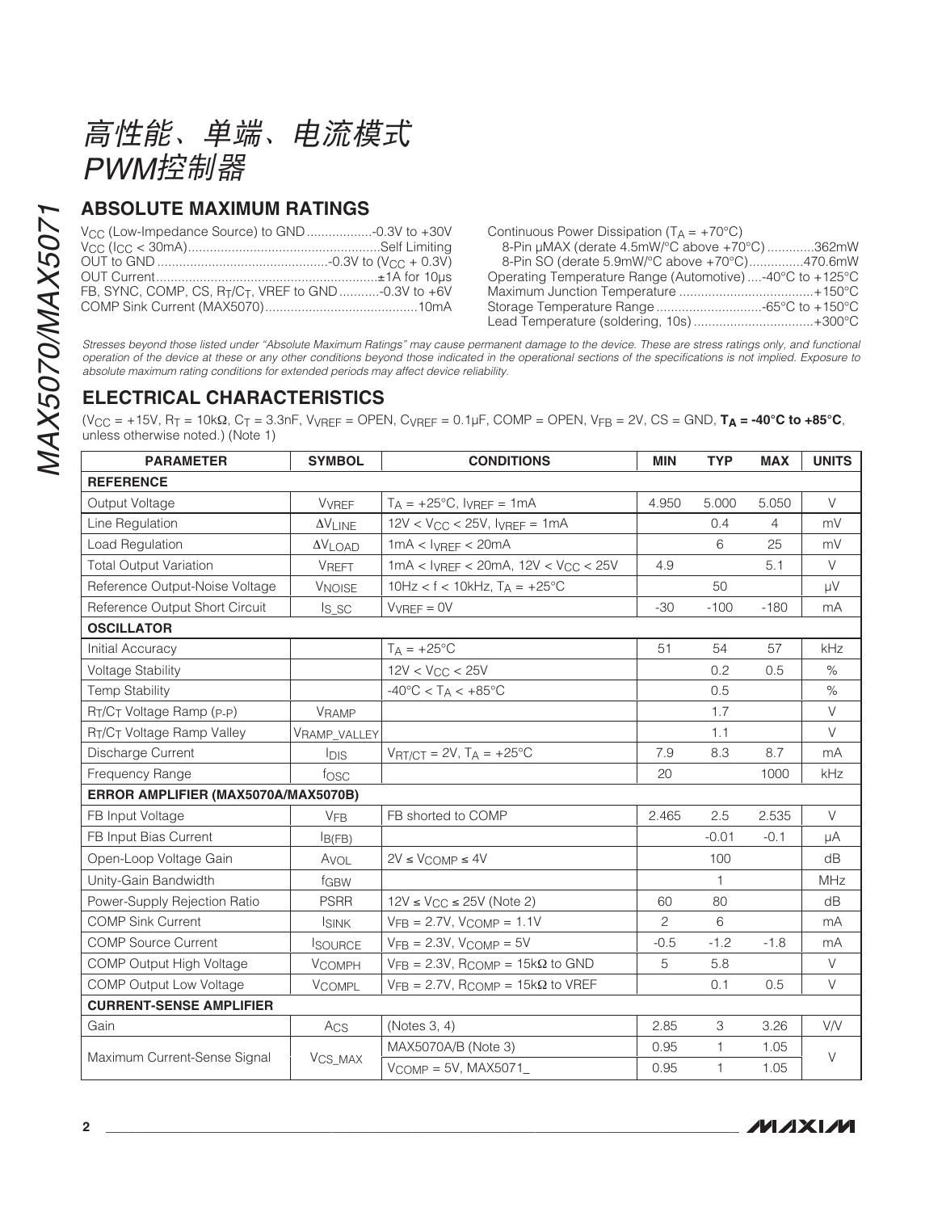## ABSOLUTE MAXIMUM RATINGS

$V_{CC}$ (Low-Impedance Source) to GND ..................-0.3V to +30V
$V_{CC}$ ($I_{CC}$ < 30mA) ....................................................Self Limiting
OUT to GND ...............................................-0.3V to ($V_{CC}$ + 0.3V)
OUT Current.............................................................±1A for 10µs
FB, SYNC, COMP, CS, $R_T/C_T$, VREF to GND ...........-0.3V to +6V
COMP Sink Current (MAX5070)..........................................10mA

Continuous Power Dissipation ($T_A$ = +70°C)
8-Pin µMAX (derate 4.5mW/°C above +70°C) .............362mW
8-Pin SO (derate 5.9mW/°C above +70°C)...............470.6mW
Operating Temperature Range (Automotive) ....-40°C to +125°C
Maximum Junction Temperature .....................................+150°C
Storage Temperature Range .............................-65°C to +150°C
Lead Temperature (soldering, 10s) .................................+300°C

*Stresses beyond those listed under "Absolute Maximum Ratings" may cause permanent damage to the device. These are stress ratings only, and functional operation of the device at these or any other conditions beyond those indicated in the operational sections of the specifications is not implied. Exposure to absolute maximum rating conditions for extended periods may affect device reliability.*

## ELECTRICAL CHARACTERISTICS

($V_{CC}$ = +15V, $R_T$ = 10kΩ, $C_T$ = 3.3nF, $V_{VREF}$ = OPEN, $C_{VREF}$ = 0.1µF, COMP = OPEN, $V_{FB}$ = 2V, CS = GND, **$T_A$ = -40°C to +85°C**, unless otherwise noted.) (Note 1)

| PARAMETER | SYMBOL | CONDITIONS | MIN | TYP | MAX | UNITS |
|---|---|---|---|---|---|---|
| **REFERENCE** | | | | | | |
| Output Voltage | $V_{VREF}$ | $T_A$ = +25°C, $I_{VREF}$ = 1mA | 4.950 | 5.000 | 5.050 | V |
| Line Regulation | $\Delta V_{LINE}$ | 12V < $V_{CC}$ < 25V, $I_{VREF}$ = 1mA | | 0.4 | 4 | mV |
| Load Regulation | $\Delta V_{LOAD}$ | 1mA < $I_{VREF}$ < 20mA | | 6 | 25 | mV |
| Total Output Variation | $V_{REFT}$ | 1mA < $I_{VREF}$ < 20mA, 12V < $V_{CC}$ < 25V | 4.9 | | 5.1 | V |
| Reference Output-Noise Voltage | $V_{NOISE}$ | 10Hz < f < 10kHz, $T_A$ = +25°C | | 50 | | µV |
| Reference Output Short Circuit | $I_{S\_SC}$ | $V_{VREF}$ = 0V | -30 | -100 | -180 | mA |
| **OSCILLATOR** | | | | | | |
| Initial Accuracy | | $T_A$ = +25°C | 51 | 54 | 57 | kHz |
| Voltage Stability | | 12V < $V_{CC}$ < 25V | | 0.2 | 0.5 | % |
| Temp Stability | | -40°C < $T_A$ < +85°C | | 0.5 | | % |
| $R_T/C_T$ Voltage Ramp (P-P) | $V_{RAMP}$ | | | 1.7 | | V |
| $R_T/C_T$ Voltage Ramp Valley | $V_{RAMP\_VALLEY}$ | | | 1.1 | | V |
| Discharge Current | $I_{DIS}$ | $V_{RT/CT}$ = 2V, $T_A$ = +25°C | 7.9 | 8.3 | 8.7 | mA |
| Frequency Range | $f_{OSC}$ | | 20 | | 1000 | kHz |
| **ERROR AMPLIFIER (MAX5070A/MAX5070B)** | | | | | | |
| FB Input Voltage | $V_{FB}$ | FB shorted to COMP | 2.465 | 2.5 | 2.535 | V |
| FB Input Bias Current | $I_{B(FB)}$ | | | -0.01 | -0.1 | µA |
| Open-Loop Voltage Gain | $A_{VOL}$ | 2V ≤ $V_{COMP}$ ≤ 4V | | 100 | | dB |
| Unity-Gain Bandwidth | $f_{GBW}$ | | | 1 | | MHz |
| Power-Supply Rejection Ratio | PSRR | 12V ≤ $V_{CC}$ ≤ 25V (Note 2) | 60 | 80 | | dB |
| COMP Sink Current | $I_{SINK}$ | $V_{FB}$ = 2.7V, $V_{COMP}$ = 1.1V | 2 | 6 | | mA |
| COMP Source Current | $I_{SOURCE}$ | $V_{FB}$ = 2.3V, $V_{COMP}$ = 5V | -0.5 | -1.2 | -1.8 | mA |
| COMP Output High Voltage | $V_{COMPH}$ | $V_{FB}$ = 2.3V, $R_{COMP}$ = 15kΩ to GND | 5 | 5.8 | | V |
| COMP Output Low Voltage | $V_{COMPL}$ | $V_{FB}$ = 2.7V, $R_{COMP}$ = 15kΩ to VREF | | 0.1 | 0.5 | V |
| **CURRENT-SENSE AMPLIFIER** | | | | | | |
| Gain | $A_{CS}$ | (Notes 3, 4) | 2.85 | 3 | 3.26 | V/V |
| Maximum Current-Sense Signal | $V_{CS\_MAX}$ | MAX5070A/B (Note 3) | 0.95 | 1 | 1.05 | V |
| | | $V_{COMP}$ = 5V, MAX5071_ | 0.95 | 1 | 1.05 | |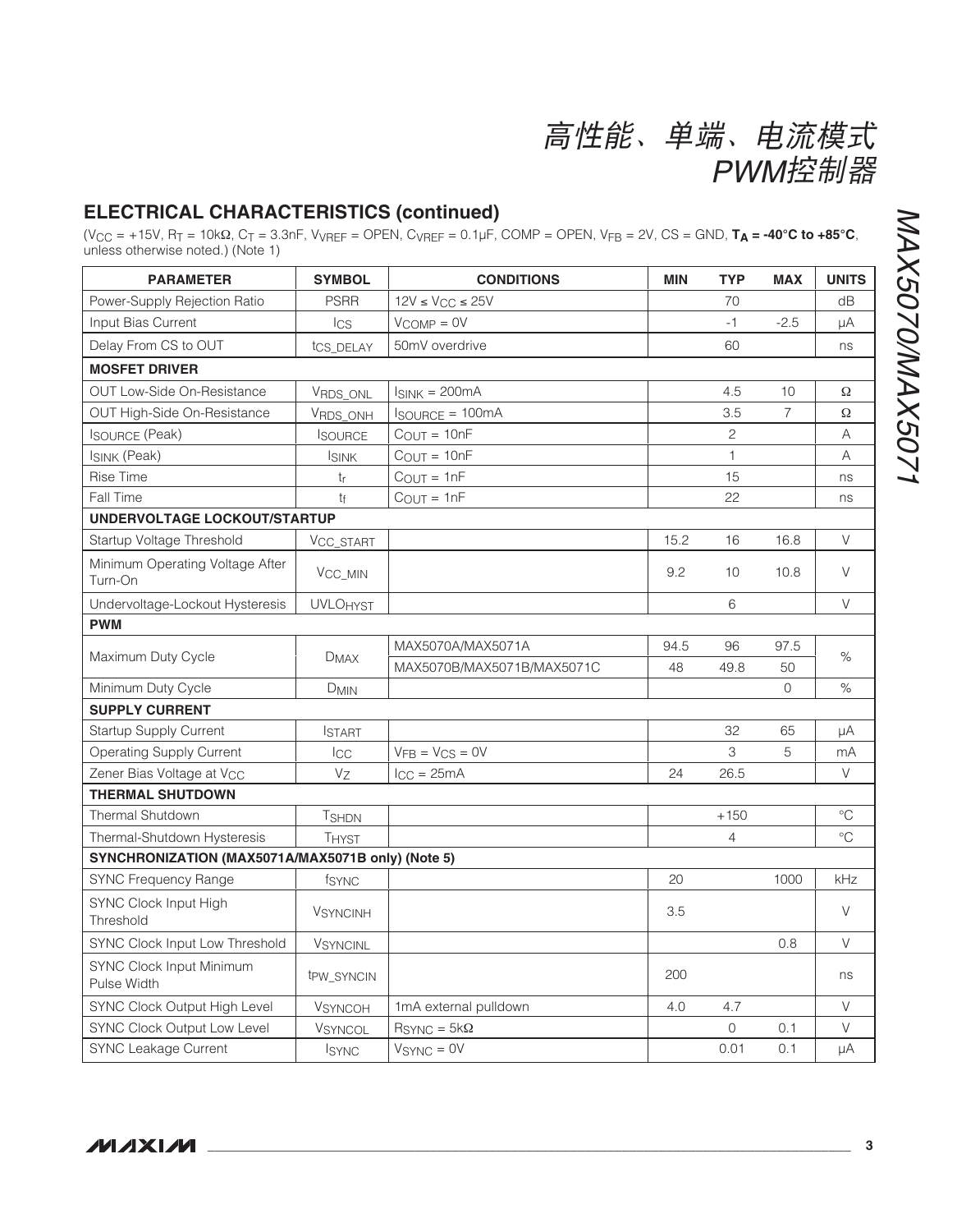## ELECTRICAL CHARACTERISTICS (continued)

($V_{CC}$ = +15V, $R_T$ = 10kΩ, $C_T$ = 3.3nF, $V_{VREF}$ = OPEN, $C_{VREF}$ = 0.1µF, COMP = OPEN, $V_{FB}$ = 2V, CS = GND, **$T_A$ = -40°C to +85°C**, unless otherwise noted.) (Note 1)

| PARAMETER | SYMBOL | CONDITIONS | MIN | TYP | MAX | UNITS |
|---|---|---|---|---|---|---|
| Power-Supply Rejection Ratio | PSRR | 12V ≤ $V_{CC}$ ≤ 25V | | 70 | | dB |
| Input Bias Current | $I_{CS}$ | $V_{COMP}$ = 0V | | -1 | -2.5 | µA |
| Delay From CS to OUT | $t_{CS\_DELAY}$ | 50mV overdrive | | 60 | | ns |
| **MOSFET DRIVER** | | | | | | |
| OUT Low-Side On-Resistance | $V_{RDS\_ONL}$ | $I_{SINK}$ = 200mA | | 4.5 | 10 | Ω |
| OUT High-Side On-Resistance | $V_{RDS\_ONH}$ | $I_{SOURCE}$ = 100mA | | 3.5 | 7 | Ω |
| $I_{SOURCE}$ (Peak) | $I_{SOURCE}$ | $C_{OUT}$ = 10nF | | 2 | | A |
| $I_{SINK}$ (Peak) | $I_{SINK}$ | $C_{OUT}$ = 10nF | | 1 | | A |
| Rise Time | $t_r$ | $C_{OUT}$ = 1nF | | 15 | | ns |
| Fall Time | $t_f$ | $C_{OUT}$ = 1nF | | 22 | | ns |
| **UNDERVOLTAGE LOCKOUT/STARTUP** | | | | | | |
| Startup Voltage Threshold | $V_{CC\_START}$ | | 15.2 | 16 | 16.8 | V |
| Minimum Operating Voltage After Turn-On | $V_{CC\_MIN}$ | | 9.2 | 10 | 10.8 | V |
| Undervoltage-Lockout Hysteresis | $UVLO_{HYST}$ | | | 6 | | V |
| **PWM** | | | | | | |
| Maximum Duty Cycle | $D_{MAX}$ | MAX5070A/MAX5071A | 94.5 | 96 | 97.5 | % |
| | | MAX5070B/MAX5071B/MAX5071C | 48 | 49.8 | 50 | |
| Minimum Duty Cycle | $D_{MIN}$ | | | | 0 | % |
| **SUPPLY CURRENT** | | | | | | |
| Startup Supply Current | $I_{START}$ | | | 32 | 65 | µA |
| Operating Supply Current | $I_{CC}$ | $V_{FB}$ = $V_{CS}$ = 0V | | 3 | 5 | mA |
| Zener Bias Voltage at $V_{CC}$ | $V_Z$ | $I_{CC}$ = 25mA | 24 | 26.5 | | V |
| **THERMAL SHUTDOWN** | | | | | | |
| Thermal Shutdown | $T_{SHDN}$ | | | +150 | | °C |
| Thermal-Shutdown Hysteresis | $T_{HYST}$ | | | 4 | | °C |
| **SYNCHRONIZATION (MAX5071A/MAX5071B only) (Note 5)** | | | | | | |
| SYNC Frequency Range | $f_{SYNC}$ | | 20 | | 1000 | kHz |
| SYNC Clock Input High Threshold | $V_{SYNCINH}$ | | 3.5 | | | V |
| SYNC Clock Input Low Threshold | $V_{SYNCINL}$ | | | | 0.8 | V |
| SYNC Clock Input Minimum Pulse Width | $t_{PW\_SYNCIN}$ | | 200 | | | ns |
| SYNC Clock Output High Level | $V_{SYNCOH}$ | 1mA external pulldown | 4.0 | 4.7 | | V |
| SYNC Clock Output Low Level | $V_{SYNCOL}$ | $R_{SYNC}$ = 5kΩ | | 0 | 0.1 | V |
| SYNC Leakage Current | $I_{SYNC}$ | $V_{SYNC}$ = 0V | | 0.01 | 0.1 | µA |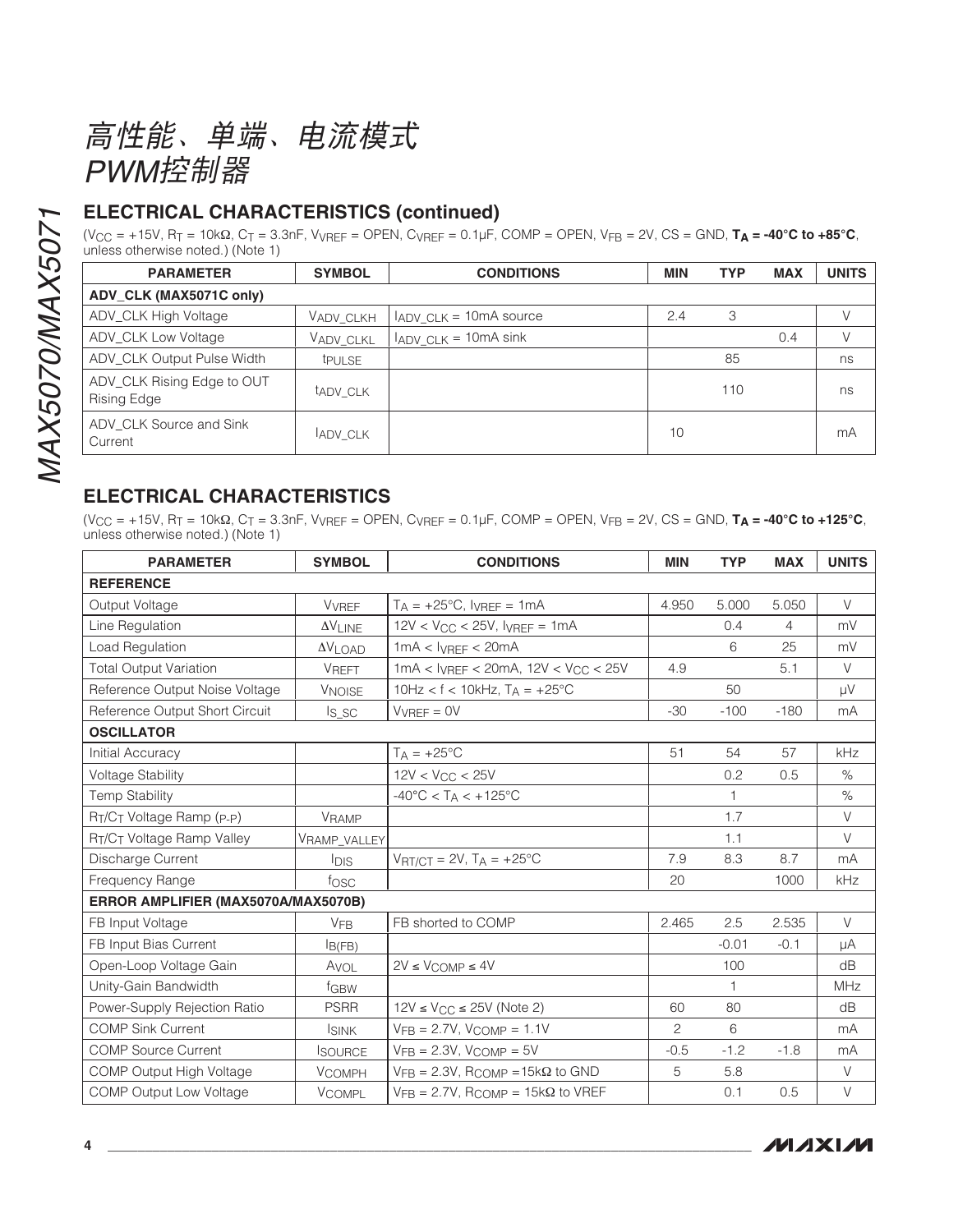## ELECTRICAL CHARACTERISTICS (continued)

($V_{CC}$ = +15V, $R_T$ = 10kΩ, $C_T$ = 3.3nF, $V_{VREF}$ = OPEN, $C_{VREF}$ = 0.1µF, COMP = OPEN, $V_{FB}$ = 2V, CS = GND, **$T_A$ = -40°C to +85°C**, unless otherwise noted.) (Note 1)

| PARAMETER | SYMBOL | CONDITIONS | MIN | TYP | MAX | UNITS |
|---|---|---|---|---|---|---|
| **ADV_CLK (MAX5071C only)** | | | | | | |
| ADV_CLK High Voltage | $V_{ADV\_CLKH}$ | $I_{ADV\_CLK}$ = 10mA source | 2.4 | 3 | | V |
| ADV_CLK Low Voltage | $V_{ADV\_CLKL}$ | $I_{ADV\_CLK}$ = 10mA sink | | | 0.4 | V |
| ADV_CLK Output Pulse Width | $t_{PULSE}$ | | | 85 | | ns |
| ADV_CLK Rising Edge to OUT Rising Edge | $t_{ADV\_CLK}$ | | | 110 | | ns |
| ADV_CLK Source and Sink Current | $I_{ADV\_CLK}$ | | 10 | | | mA |

## ELECTRICAL CHARACTERISTICS

($V_{CC}$ = +15V, $R_T$ = 10kΩ, $C_T$ = 3.3nF, $V_{VREF}$ = OPEN, $C_{VREF}$ = 0.1µF, COMP = OPEN, $V_{FB}$ = 2V, CS = GND, **$T_A$ = -40°C to +125°C**, unless otherwise noted.) (Note 1)

| PARAMETER | SYMBOL | CONDITIONS | MIN | TYP | MAX | UNITS |
|---|---|---|---|---|---|---|
| **REFERENCE** | | | | | | |
| Output Voltage | $V_{VREF}$ | $T_A$ = +25°C, $I_{VREF}$ = 1mA | 4.950 | 5.000 | 5.050 | V |
| Line Regulation | $\Delta V_{LINE}$ | 12V < $V_{CC}$ < 25V, $I_{VREF}$ = 1mA | | 0.4 | 4 | mV |
| Load Regulation | $\Delta V_{LOAD}$ | 1mA < $I_{VREF}$ < 20mA | | 6 | 25 | mV |
| Total Output Variation | $V_{REFT}$ | 1mA < $I_{VREF}$ < 20mA, 12V < $V_{CC}$ < 25V | 4.9 | | 5.1 | V |
| Reference Output Noise Voltage | $V_{NOISE}$ | 10Hz < f < 10kHz, $T_A$ = +25°C | | 50 | | µV |
| Reference Output Short Circuit | $I_{S\_SC}$ | $V_{VREF}$ = 0V | -30 | -100 | -180 | mA |
| **OSCILLATOR** | | | | | | |
| Initial Accuracy | | $T_A$ = +25°C | 51 | 54 | 57 | kHz |
| Voltage Stability | | 12V < $V_{CC}$ < 25V | | 0.2 | 0.5 | % |
| Temp Stability | | -40°C < $T_A$ < +125°C | | 1 | | % |
| $R_T/C_T$ Voltage Ramp (P-P) | $V_{RAMP}$ | | | 1.7 | | V |
| $R_T/C_T$ Voltage Ramp Valley | $V_{RAMP\_VALLEY}$ | | | 1.1 | | V |
| Discharge Current | $I_{DIS}$ | $V_{RT/CT}$ = 2V, $T_A$ = +25°C | 7.9 | 8.3 | 8.7 | mA |
| Frequency Range | $f_{OSC}$ | | 20 | | 1000 | kHz |
| **ERROR AMPLIFIER (MAX5070A/MAX5070B)** | | | | | | |
| FB Input Voltage | $V_{FB}$ | FB shorted to COMP | 2.465 | 2.5 | 2.535 | V |
| FB Input Bias Current | $I_{B(FB)}$ | | | -0.01 | -0.1 | µA |
| Open-Loop Voltage Gain | $A_{VOL}$ | 2V ≤ $V_{COMP}$ ≤ 4V | | 100 | | dB |
| Unity-Gain Bandwidth | $f_{GBW}$ | | | 1 | | MHz |
| Power-Supply Rejection Ratio | PSRR | 12V ≤ $V_{CC}$ ≤ 25V (Note 2) | 60 | 80 | | dB |
| COMP Sink Current | $I_{SINK}$ | $V_{FB}$ = 2.7V, $V_{COMP}$ = 1.1V | 2 | 6 | | mA |
| COMP Source Current | $I_{SOURCE}$ | $V_{FB}$ = 2.3V, $V_{COMP}$ = 5V | -0.5 | -1.2 | -1.8 | mA |
| COMP Output High Voltage | $V_{COMPH}$ | $V_{FB}$ = 2.3V, $R_{COMP}$ =15kΩ to GND | 5 | 5.8 | | V |
| COMP Output Low Voltage | $V_{COMPL}$ | $V_{FB}$ = 2.7V, $R_{COMP}$ = 15kΩ to VREF | | 0.1 | 0.5 | V |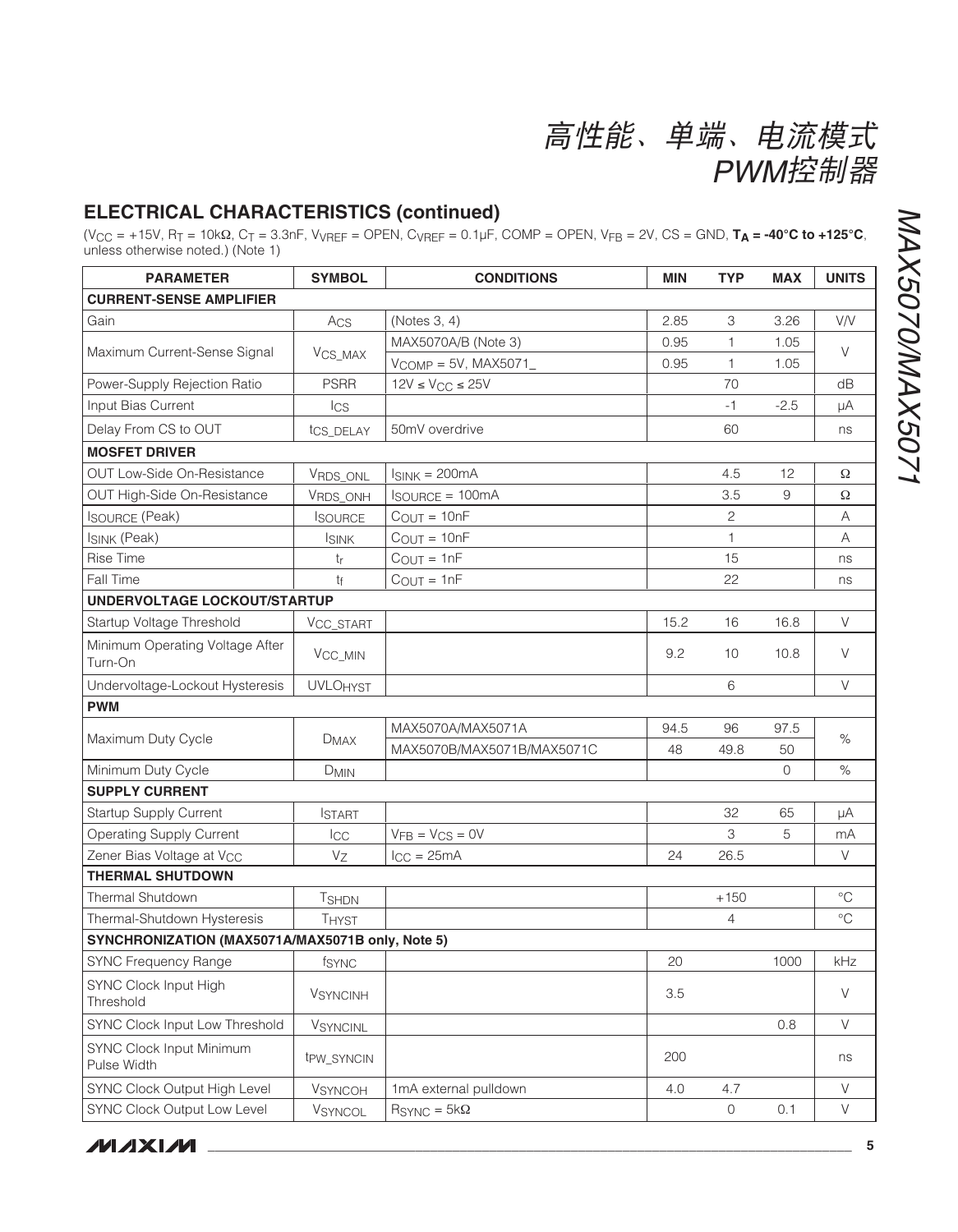## ELECTRICAL CHARACTERISTICS (continued)

($V_{CC}$ = +15V, $R_T$ = 10kΩ, $C_T$ = 3.3nF, $V_{VREF}$ = OPEN, $C_{VREF}$ = 0.1µF, COMP = OPEN, $V_{FB}$ = 2V, CS = GND, **$T_A$ = -40°C to +125°C**, unless otherwise noted.) (Note 1)

| PARAMETER | SYMBOL | CONDITIONS | MIN | TYP | MAX | UNITS |
|---|---|---|---|---|---|---|
| **CURRENT-SENSE AMPLIFIER** | | | | | | |
| Gain | $A_{CS}$ | (Notes 3, 4) | 2.85 | 3 | 3.26 | V/V |
| Maximum Current-Sense Signal | $V_{CS\_MAX}$ | MAX5070A/B (Note 3) | 0.95 | 1 | 1.05 | V |
| | | $V_{COMP}$ = 5V, MAX5071_ | 0.95 | 1 | 1.05 | |
| Power-Supply Rejection Ratio | PSRR | 12V ≤ $V_{CC}$ ≤ 25V | | 70 | | dB |
| Input Bias Current | $I_{CS}$ | | | -1 | -2.5 | µA |
| Delay From CS to OUT | $t_{CS\_DELAY}$ | 50mV overdrive | | 60 | | ns |
| **MOSFET DRIVER** | | | | | | |
| OUT Low-Side On-Resistance | $V_{RDS\_ONL}$ | $I_{SINK}$ = 200mA | | 4.5 | 12 | Ω |
| OUT High-Side On-Resistance | $V_{RDS\_ONH}$ | $I_{SOURCE}$ = 100mA | | 3.5 | 9 | Ω |
| $I_{SOURCE}$ (Peak) | $I_{SOURCE}$ | $C_{OUT}$ = 10nF | | 2 | | A |
| $I_{SINK}$ (Peak) | $I_{SINK}$ | $C_{OUT}$ = 10nF | | 1 | | A |
| Rise Time | $t_r$ | $C_{OUT}$ = 1nF | | 15 | | ns |
| Fall Time | $t_f$ | $C_{OUT}$ = 1nF | | 22 | | ns |
| **UNDERVOLTAGE LOCKOUT/STARTUP** | | | | | | |
| Startup Voltage Threshold | $V_{CC\_START}$ | | 15.2 | 16 | 16.8 | V |
| Minimum Operating Voltage After Turn-On | $V_{CC\_MIN}$ | | 9.2 | 10 | 10.8 | V |
| Undervoltage-Lockout Hysteresis | $UVLO_{HYST}$ | | | 6 | | V |
| **PWM** | | | | | | |
| Maximum Duty Cycle | $D_{MAX}$ | MAX5070A/MAX5071A | 94.5 | 96 | 97.5 | % |
| | | MAX5070B/MAX5071B/MAX5071C | 48 | 49.8 | 50 | |
| Minimum Duty Cycle | $D_{MIN}$ | | | | 0 | % |
| **SUPPLY CURRENT** | | | | | | |
| Startup Supply Current | $I_{START}$ | | | 32 | 65 | µA |
| Operating Supply Current | $I_{CC}$ | $V_{FB}$ = $V_{CS}$ = 0V | | 3 | 5 | mA |
| Zener Bias Voltage at $V_{CC}$ | $V_Z$ | $I_{CC}$ = 25mA | 24 | 26.5 | | V |
| **THERMAL SHUTDOWN** | | | | | | |
| Thermal Shutdown | $T_{SHDN}$ | | | +150 | | °C |
| Thermal-Shutdown Hysteresis | $T_{HYST}$ | | | 4 | | °C |
| **SYNCHRONIZATION (MAX5071A/MAX5071B only, Note 5)** | | | | | | |
| SYNC Frequency Range | $f_{SYNC}$ | | 20 | | 1000 | kHz |
| SYNC Clock Input High Threshold | $V_{SYNCINH}$ | | 3.5 | | | V |
| SYNC Clock Input Low Threshold | $V_{SYNCINL}$ | | | | 0.8 | V |
| SYNC Clock Input Minimum Pulse Width | $t_{PW\_SYNCIN}$ | | 200 | | | ns |
| SYNC Clock Output High Level | $V_{SYNCOH}$ | 1mA external pulldown | 4.0 | 4.7 | | V |
| SYNC Clock Output Low Level | $V_{SYNCOL}$ | $R_{SYNC}$ = 5kΩ | | 0 | 0.1 | V |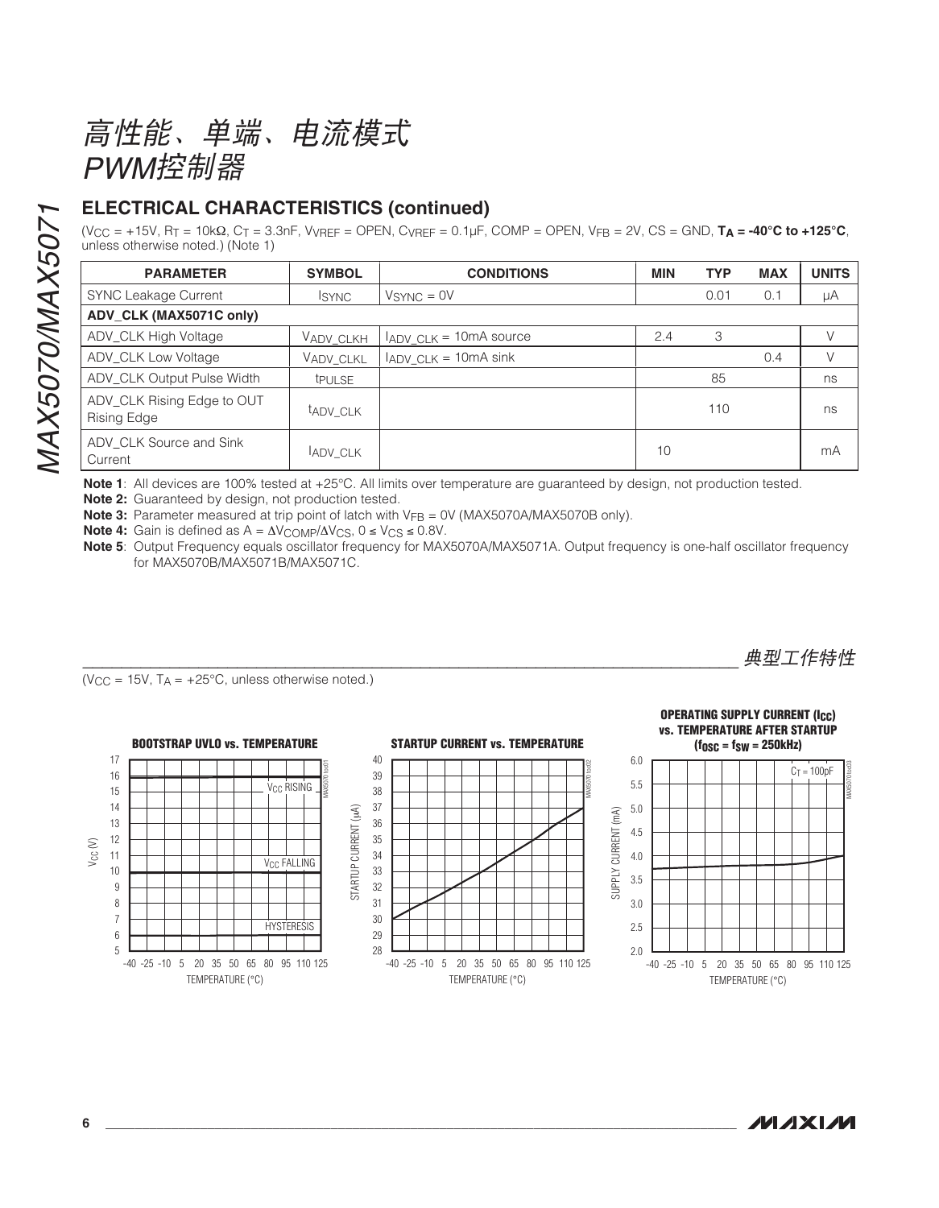## ELECTRICAL CHARACTERISTICS (continued)

($V_{CC}$ = +15V, $R_T$ = 10kΩ, $C_T$ = 3.3nF, $V_{VREF}$ = OPEN, $C_{VREF}$ = 0.1µF, COMP = OPEN, $V_{FB}$ = 2V, CS = GND, **$T_A$ = -40°C to +125°C**, unless otherwise noted.) (Note 1)

| PARAMETER | SYMBOL | CONDITIONS | MIN | TYP | MAX | UNITS |
|---|---|---|---|---|---|---|
| SYNC Leakage Current | $I_{SYNC}$ | $V_{SYNC}$ = 0V | | 0.01 | 0.1 | µA |
| **ADV_CLK (MAX5071C only)** | | | | | | |
| ADV_CLK High Voltage | $V_{ADV\_CLKH}$ | $I_{ADV\_CLK}$ = 10mA source | 2.4 | 3 | | V |
| ADV_CLK Low Voltage | $V_{ADV\_CLKL}$ | $I_{ADV\_CLK}$ = 10mA sink | | | 0.4 | V |
| ADV_CLK Output Pulse Width | $t_{PULSE}$ | | | 85 | | ns |
| ADV_CLK Rising Edge to OUT Rising Edge | $t_{ADV\_CLK}$ | | | 110 | | ns |
| ADV_CLK Source and Sink Current | $I_{ADV\_CLK}$ | | 10 | | | mA |

**Note 1**: All devices are 100% tested at +25°C. All limits over temperature are guaranteed by design, not production tested.

**Note 2:** Guaranteed by design, not production tested.

**Note 3:** Parameter measured at trip point of latch with $V_{FB}$ = 0V (MAX5070A/MAX5070B only).

**Note 4:** Gain is defined as $A = \Delta V_{COMP}/\Delta V_{CS}$, $0 \leq V_{CS} \leq 0.8V$.

**Note 5**: Output Frequency equals oscillator frequency for MAX5070A/MAX5071A. Output frequency is one-half oscillator frequency for MAX5070B/MAX5071B/MAX5071C.

## 典型工作特性

($V_{CC}$ = 15V, $T_A$ = +25°C, unless otherwise noted.)

**BOOTSTRAP UVLO vs. TEMPERATURE**

**STARTUP CURRENT vs. TEMPERATURE**

**OPERATING SUPPLY CURRENT ($I_{CC}$) vs. TEMPERATURE AFTER STARTUP ($f_{OSC}$ = $f_{SW}$ = 250kHz)**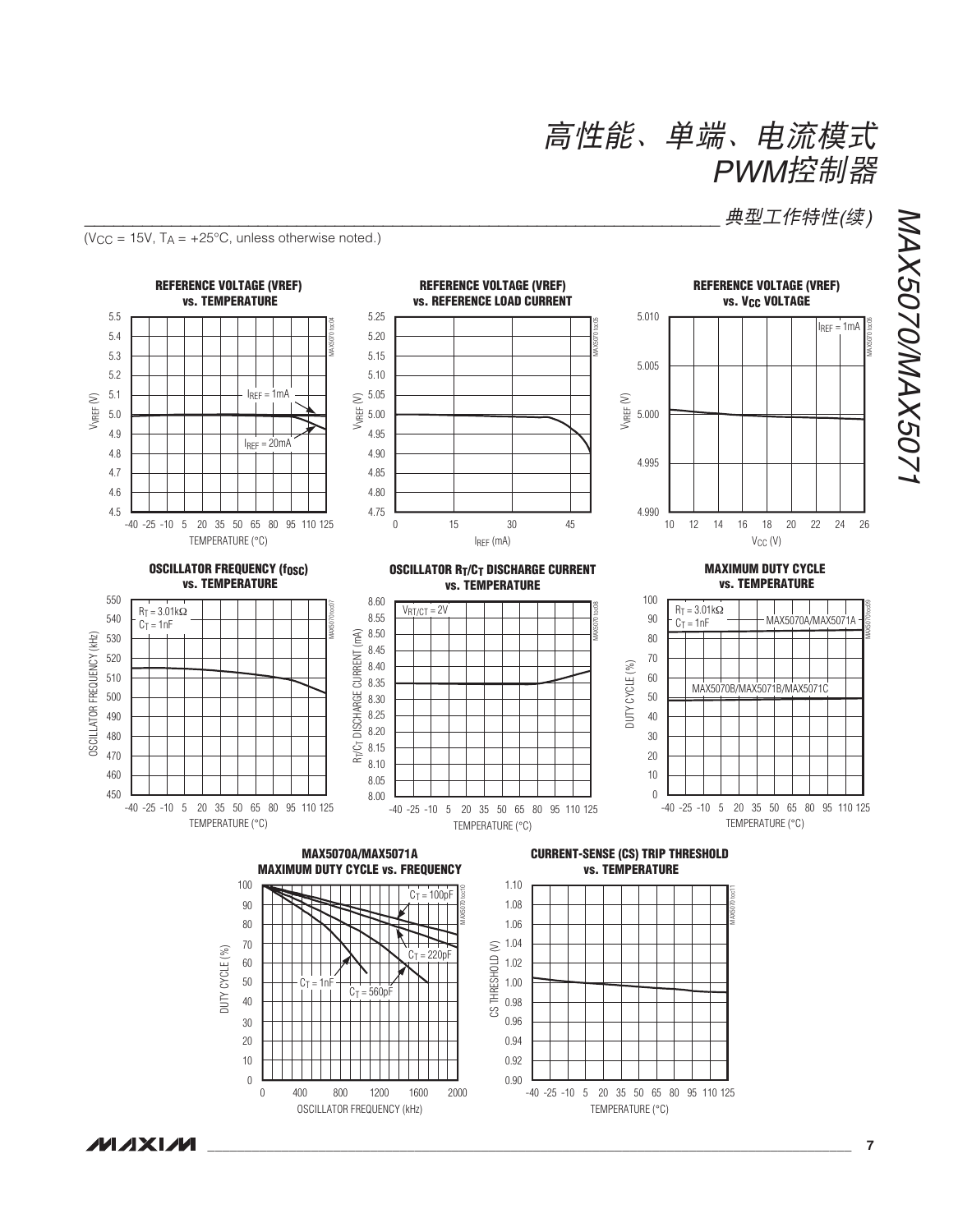## 典型工作特性(续)

($V_{CC}$ = 15V, $T_A$ = +25°C, unless otherwise noted.)

**REFERENCE VOLTAGE (VREF) vs. TEMPERATURE**

**REFERENCE VOLTAGE (VREF) vs. REFERENCE LOAD CURRENT**

**REFERENCE VOLTAGE (VREF) vs. $V_{CC}$ VOLTAGE**

**OSCILLATOR FREQUENCY ($f_{OSC}$) vs. TEMPERATURE**

**OSCILLATOR $R_T/C_T$ DISCHARGE CURRENT vs. TEMPERATURE**

**MAXIMUM DUTY CYCLE vs. TEMPERATURE**

**MAX5070A/MAX5071A MAXIMUM DUTY CYCLE vs. FREQUENCY**

**CURRENT-SENSE (CS) TRIP THRESHOLD vs. TEMPERATURE**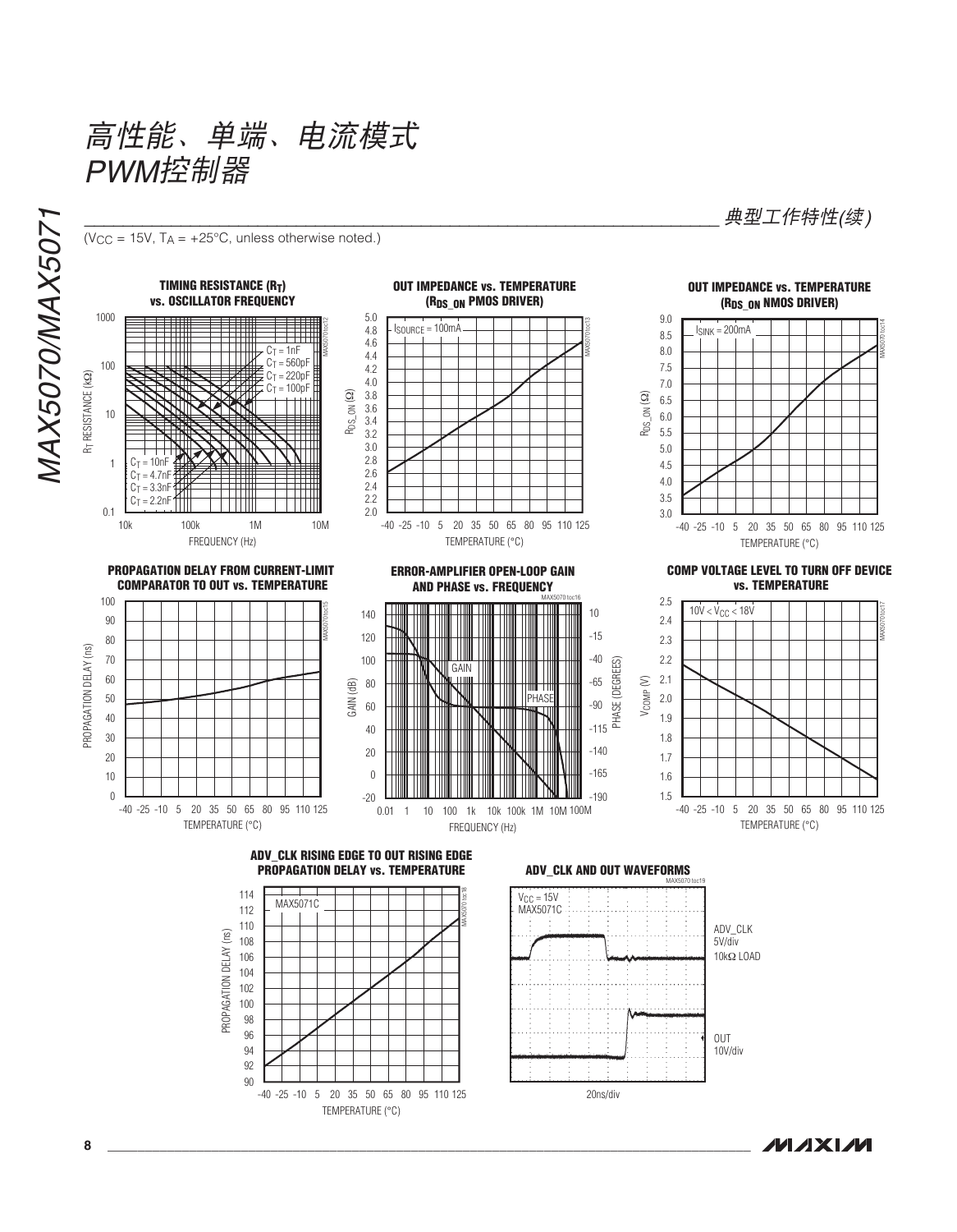## 典型工作特性(续)

($V_{CC}$ = 15V, $T_A$ = +25°C, unless otherwise noted.)

**TIMING RESISTANCE ($R_T$) vs. OSCILLATOR FREQUENCY**

**OUT IMPEDANCE vs. TEMPERATURE ($R_{DS\_ON}$ PMOS DRIVER)**

**OUT IMPEDANCE vs. TEMPERATURE ($R_{DS\_ON}$ NMOS DRIVER)**

**PROPAGATION DELAY FROM CURRENT-LIMIT COMPARATOR TO OUT vs. TEMPERATURE**

**ERROR-AMPLIFIER OPEN-LOOP GAIN AND PHASE vs. FREQUENCY**

**COMP VOLTAGE LEVEL TO TURN OFF DEVICE vs. TEMPERATURE**

**ADV_CLK RISING EDGE TO OUT RISING EDGE PROPAGATION DELAY vs. TEMPERATURE**

**ADV_CLK AND OUT WAVEFORMS**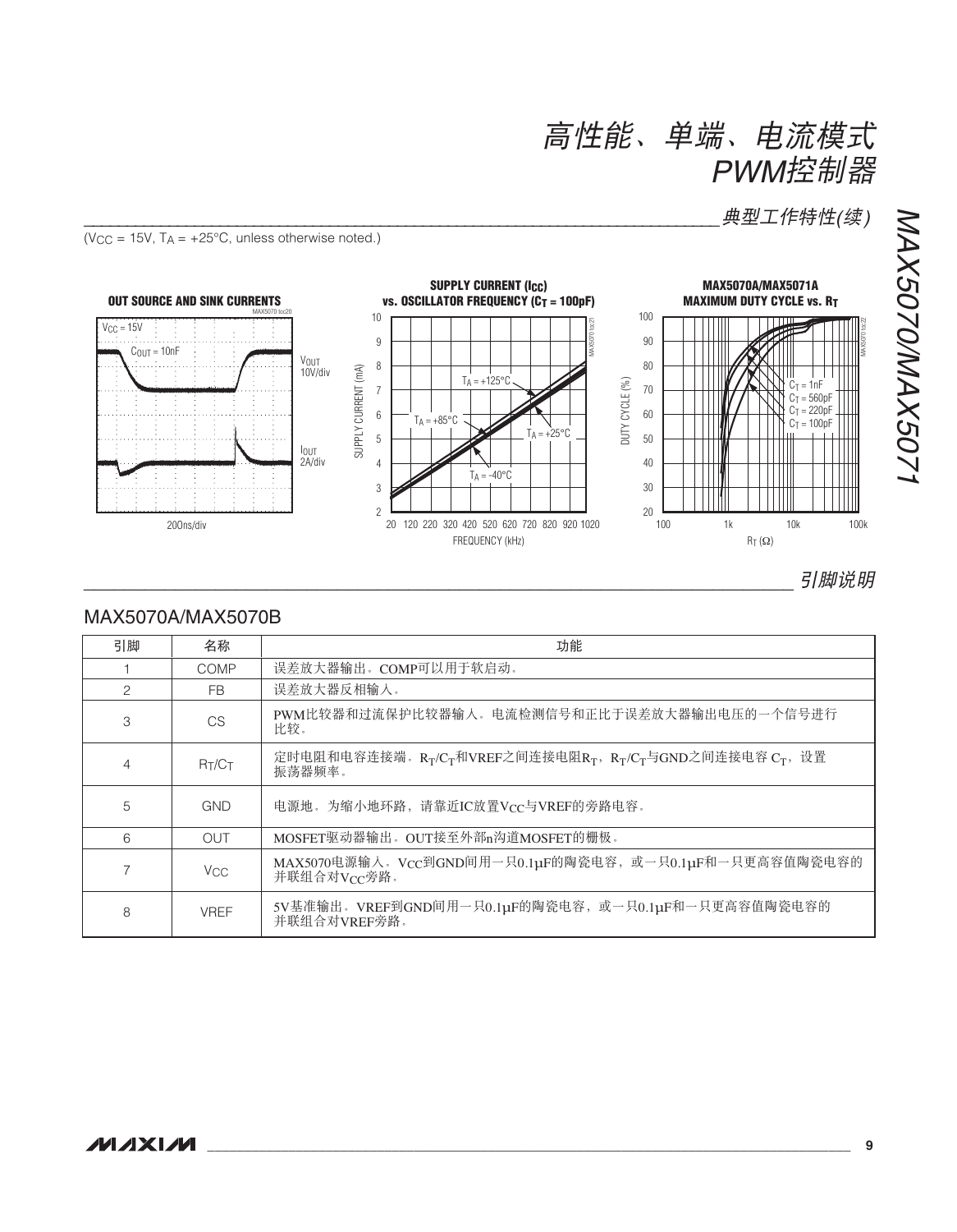## 典型工作特性(续)

($V_{CC}$ = 15V, $T_A$ = +25°C, unless otherwise noted.)

**OUT SOURCE AND SINK CURRENTS**

$V_{CC}$ = 15V
$C_{OUT}$ = 10nF
$V_{OUT}$ 10V/div
$I_{OUT}$ 2A/div
200ns/div

**SUPPLY CURRENT ($I_{CC}$) vs. OSCILLATOR FREQUENCY ($C_T$ = 100pF)**

SUPPLY CURRENT (mA)
FREQUENCY (kHz)
$T_A$ = +125°C
$T_A$ = +85°C
$T_A$ = +25°C
$T_A$ = -40°C

**MAX5070A/MAX5071A MAXIMUM DUTY CYCLE vs. $R_T$**

DUTY CYCLE (%)
$R_T$ (Ω)
$C_T$ = 1nF
$C_T$ = 560pF
$C_T$ = 220pF
$C_T$ = 100pF

## 引脚说明

### MAX5070A/MAX5070B

| 引脚 | 名称 | 功能 |
|---|---|---|
| 1 | COMP | 误差放大器输出。COMP可以用于软启动。 |
| 2 | FB | 误差放大器反相输入。 |
| 3 | CS | PWM比较器和过流保护比较器输入。电流检测信号和正比于误差放大器输出电压的一个信号进行比较。 |
| 4 | $R_T/C_T$ | 定时电阻和电容连接端。$R_T/C_T$和VREF之间连接电阻$R_T$，$R_T/C_T$与GND之间连接电容 $C_T$，设置振荡器频率。 |
| 5 | GND | 电源地。为缩小地环路，请靠近IC放置$V_{CC}$与VREF的旁路电容。 |
| 6 | OUT | MOSFET驱动器输出。OUT接至外部n沟道MOSFET的栅极。 |
| 7 | $V_{CC}$ | MAX5070电源输入。$V_{CC}$到GND间用一只0.1µF的陶瓷电容，或一只0.1µF和一只更高容值陶瓷电容的并联组合对$V_{CC}$旁路。 |
| 8 | VREF | 5V基准输出。VREF到GND间用一只0.1µF的陶瓷电容，或一只0.1µF和一只更高容值陶瓷电容的并联组合对VREF旁路。 |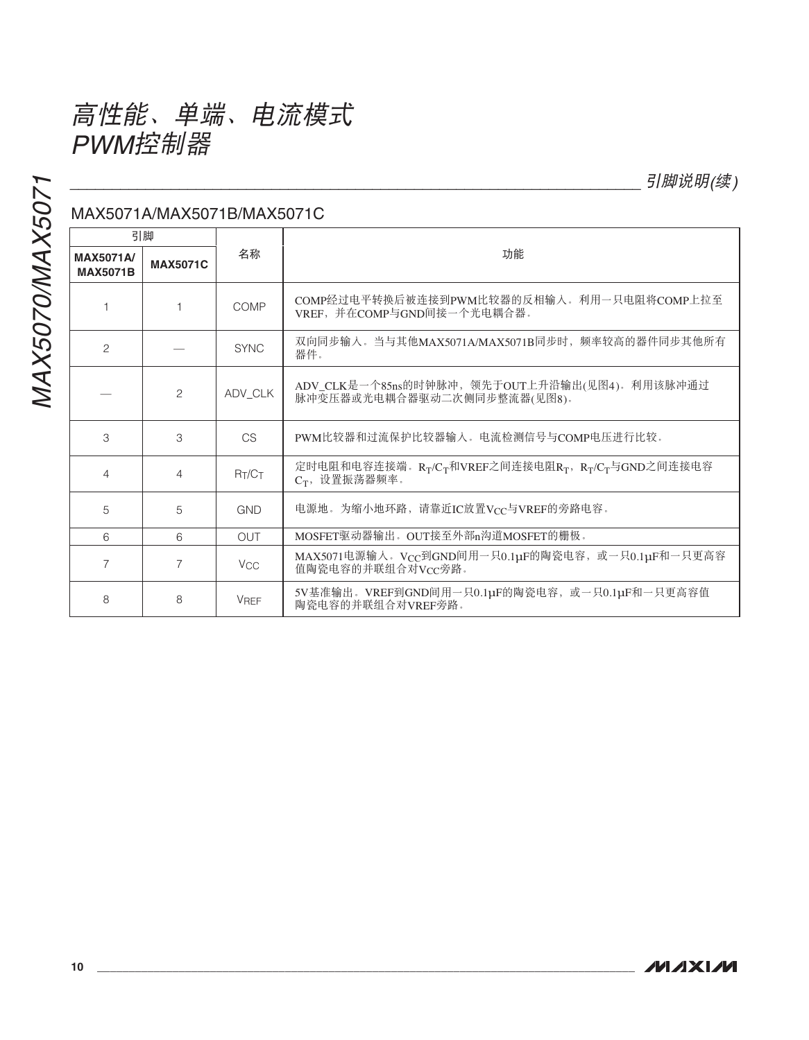## 引脚说明(续)

### MAX5071A/MAX5071B/MAX5071C

| 引脚 | | 名称 | 功能 |
|---|---|---|---|
| **MAX5071A/ MAX5071B** | **MAX5071C** | | |
| 1 | 1 | COMP | COMP经过电平转换后被连接到PWM比较器的反相输入。利用一只电阻将COMP上拉至VREF，并在COMP与GND间接一个光电耦合器。 |
| 2 | — | SYNC | 双向同步输入。当与其他MAX5071A/MAX5071B同步时，频率较高的器件同步其他所有器件。 |
| — | 2 | ADV_CLK | ADV_CLK是一个85ns的时钟脉冲，领先于OUT上升沿输出(见图4)。利用该脉冲通过脉冲变压器或光电耦合器驱动二次侧同步整流器(见图8)。 |
| 3 | 3 | CS | PWM比较器和过流保护比较器输入。电流检测信号与COMP电压进行比较。 |
| 4 | 4 | $R_T/C_T$ | 定时电阻和电容连接端。$R_T/C_T$和VREF之间连接电阻$R_T$，$R_T/C_T$与GND之间连接电容$C_T$，设置振荡器频率。 |
| 5 | 5 | GND | 电源地。为缩小地环路，请靠近IC放置$V_{CC}$与VREF的旁路电容。 |
| 6 | 6 | OUT | MOSFET驱动器输出。OUT接至外部n沟道MOSFET的栅极。 |
| 7 | 7 | $V_{CC}$ | MAX5071电源输入。$V_{CC}$到GND间用一只0.1µF的陶瓷电容，或一只0.1µF和一只更高容值陶瓷电容的并联组合对$V_{CC}$旁路。 |
| 8 | 8 | $V_{REF}$ | 5V基准输出。VREF到GND间用一只0.1µF的陶瓷电容，或一只0.1µF和一只更高容值陶瓷电容的并联组合对VREF旁路。 |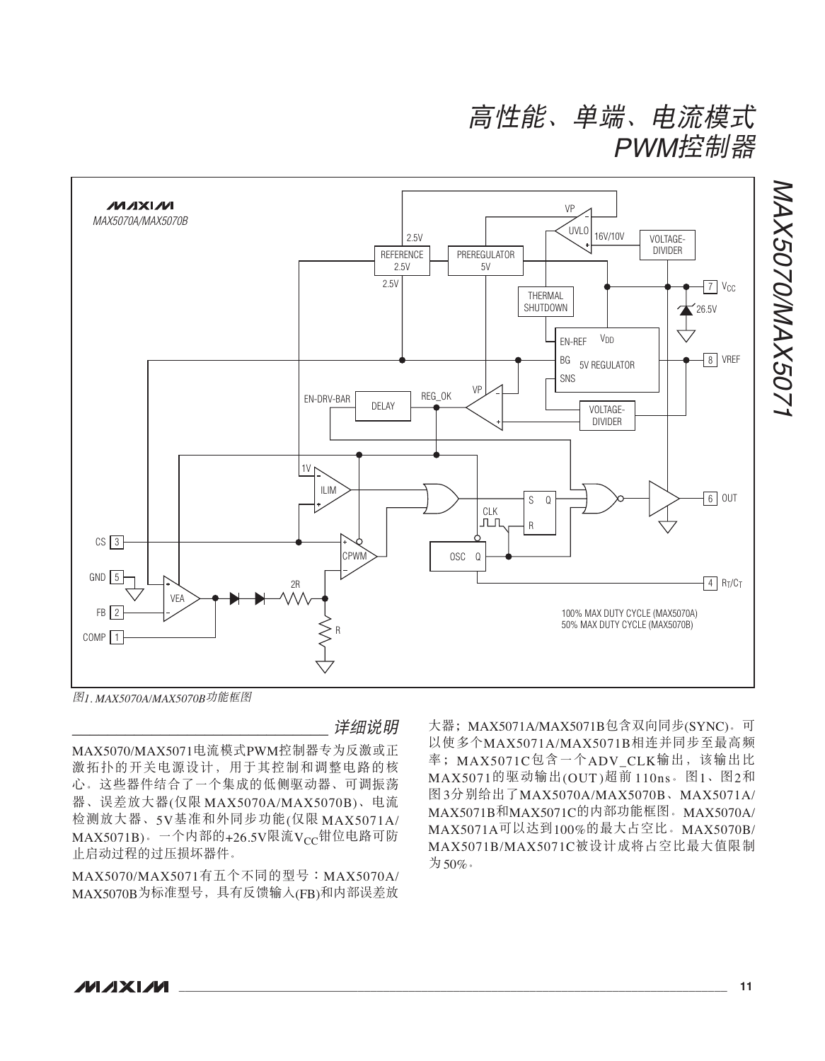图1. MAX5070A/MAX5070B功能框图

## 详细说明

MAX5070/MAX5071电流模式PWM控制器专为反激或正激拓扑的开关电源设计，用于其控制和调整电路的核心。这些器件结合了一个集成的低侧驱动器、可调振荡器、误差放大器(仅限MAX5070A/MAX5070B)、电流检测放大器、5V基准和外同步功能(仅限MAX5071A/MAX5071B)。一个内部的+26.5V限流$V_{CC}$钳位电路可防止启动过程的过压损坏器件。

MAX5070/MAX5071有五个不同的型号：MAX5070A/MAX5070B为标准型号，具有反馈输入(FB)和内部误差放大器；MAX5071A/MAX5071B包含双向同步(SYNC)。可以使多个MAX5071A/MAX5071B相连并同步至最高频率；MAX5071C包含一个ADV_CLK输出，该输出比MAX5071的驱动输出(OUT)超前110ns。图1、图2和图3分别给出了MAX5070A/MAX5070B、MAX5071A/MAX5071B和MAX5071C的内部功能框图。MAX5070A/MAX5071A可以达到100%的最大占空比。MAX5070B/MAX5071B/MAX5071C被设计成将占空比最大值限制为50%。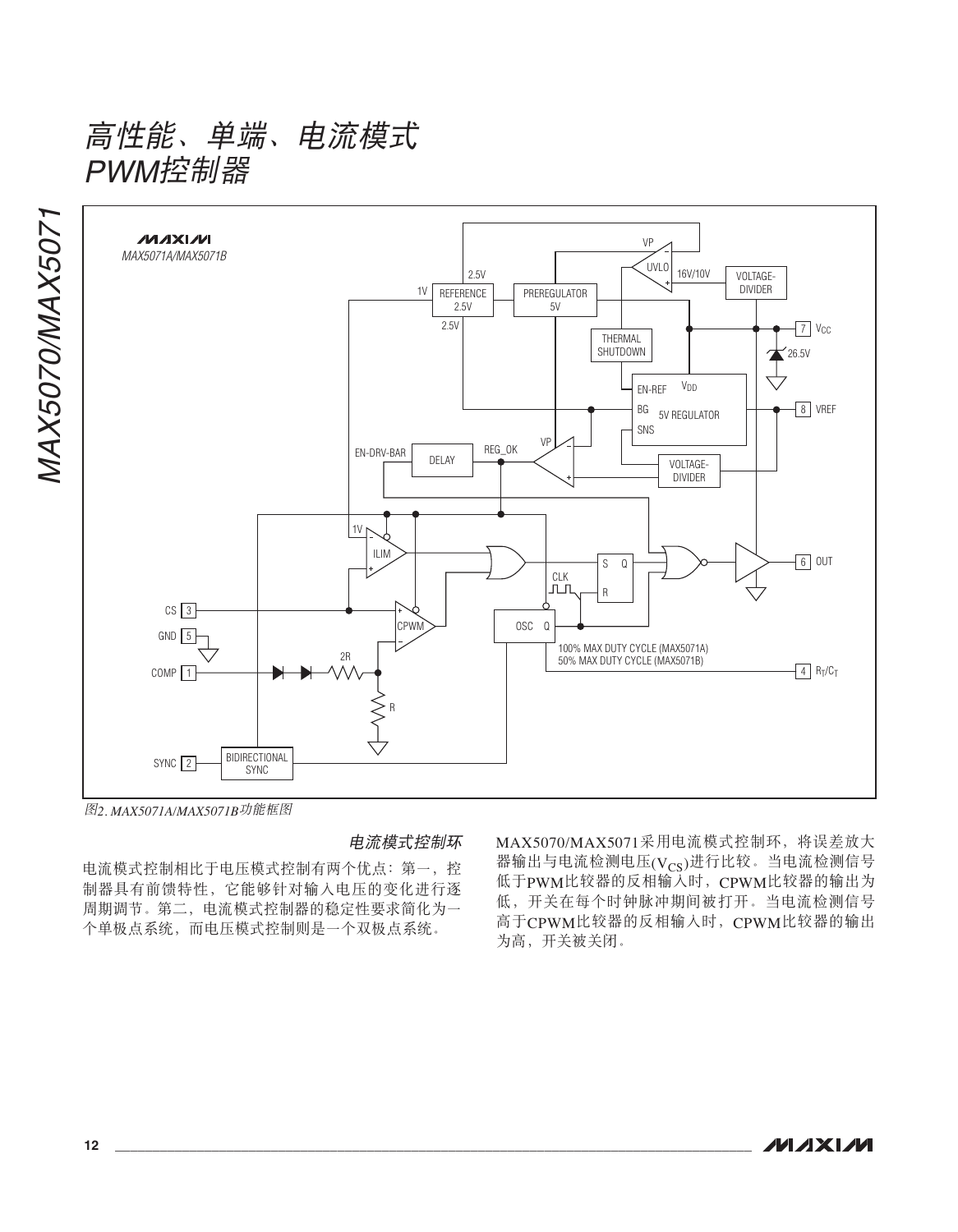# 高性能、单端、电流模式 PWM控制器

图2. MAX5071A/MAX5071B功能框图

### 电流模式控制环

电流模式控制相比于电压模式控制有两个优点：第一，控制器具有前馈特性，它能够针对输入电压的变化进行逐周期调节。第二，电流模式控制器的稳定性要求简化为一个单极点系统，而电压模式控制则是一个双极点系统。

MAX5070/MAX5071采用电流模式控制环，将误差放大器输出与电流检测电压($V_{CS}$)进行比较。当电流检测信号低于PWM比较器的反相输入时，CPWM比较器的输出为低，开关在每个时钟脉冲期间被打开。当电流检测信号高于CPWM比较器的反相输入时，CPWM比较器的输出为高，开关被关闭。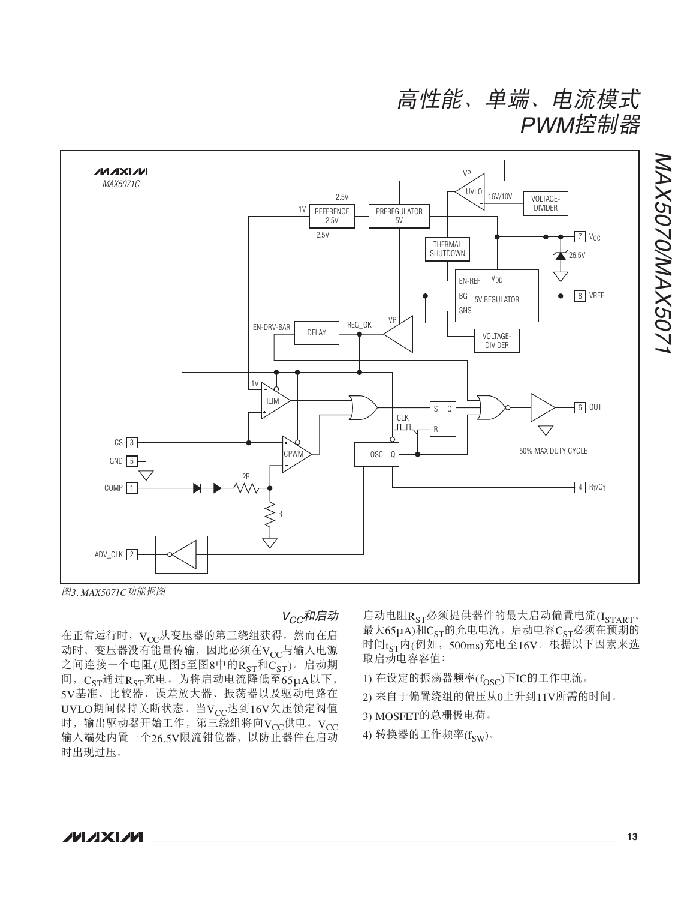图3. MAX5071C功能框图

### $V_{CC}$和启动

在正常运行时，$V_{CC}$从变压器的第三绕组获得。然而在启动时，变压器没有能量传输，因此必须在$V_{CC}$与输入电源之间连接一个电阻(见图5至图8中的$R_{ST}$和$C_{ST}$)。启动期间，$C_{ST}$通过$R_{ST}$充电。为将启动电流降低至65µA以下，5V基准、比较器、误差放大器、振荡器以及驱动电路在UVLO期间保持关断状态。当$V_{CC}$达到16V欠压锁定阀值时，输出驱动器开始工作，第三绕组将向$V_{CC}$供电。$V_{CC}$输入端处内置一个26.5V限流钳位器，以防止器件在启动时出现过压。

启动电阻$R_{ST}$必须提供器件的最大启动偏置电流($I_{START}$，最大65µA)和$C_{ST}$的充电电流。启动电容$C_{ST}$必须在预期的时间$t_{ST}$内(例如，500ms)充电至16V。根据以下因素来选取启动电容容值：

1) 在设定的振荡器频率($f_{OSC}$)下IC的工作电流。
2) 来自于偏置绕组的偏压从0上升到11V所需的时间。
3) MOSFET的总栅极电荷。
4) 转换器的工作频率($f_{SW}$)。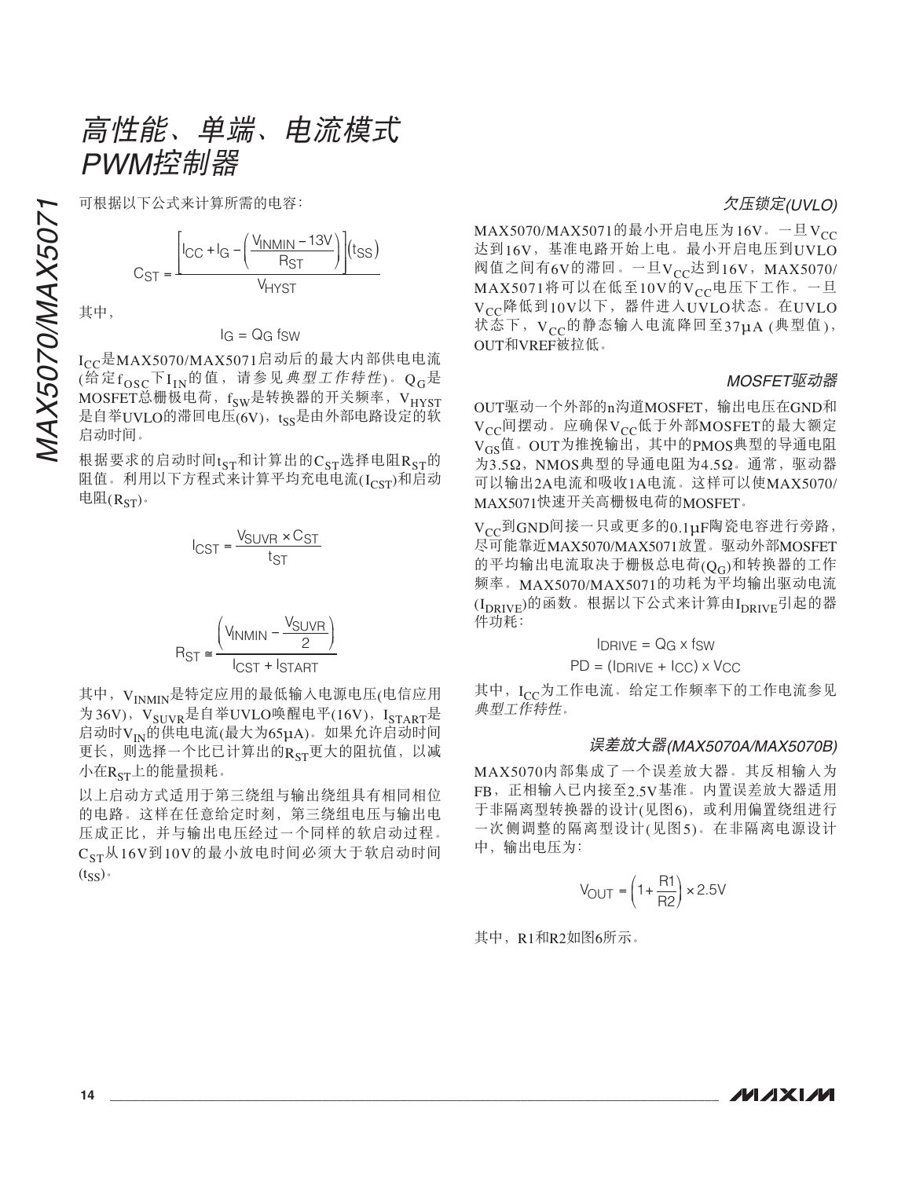可根据以下公式来计算所需的电容:

$$C_{ST} = \frac{\left[I_{CC} + I_G - \left(\frac{V_{INMIN} - 13V}{R_{ST}}\right)\right](t_{SS})}{V_{HYST}}$$

其中,

$$I_G = Q_G\ f_{SW}$$

$I_{CC}$是MAX5070/MAX5071启动后的最大内部供电电流(给定$f_{OSC}$下$I_{IN}$的值，请参见*典型工作特性*)。$Q_G$是MOSFET总栅极电荷，$f_{SW}$是转换器的开关频率，$V_{HYST}$是自举UVLO的滞回电压(6V)，$t_{SS}$是由外部电路设定的软启动时间。

根据要求的启动时间$t_{ST}$和计算出的$C_{ST}$选择电阻$R_{ST}$的阻值。利用以下方程式来计算平均充电电流($I_{CST}$)和启动电阻($R_{ST}$)。

$$I_{CST} = \frac{V_{SUVR} \times C_{ST}}{t_{ST}}$$

$$R_{ST} \cong \frac{\left(V_{INMIN} - \frac{V_{SUVR}}{2}\right)}{I_{CST} + I_{START}}$$

其中，$V_{INMIN}$是特定应用的最低输入电源电压(电信应用为36V)，$V_{SUVR}$是自举UVLO唤醒电平(16V)，$I_{START}$是启动时$V_{IN}$的供电电流(最大为65µA)。如果允许启动时间更长，则选择一个比已计算出的$R_{ST}$更大的阻抗值，以减小在$R_{ST}$上的能量损耗。

以上启动方式适用于第三绕组与输出绕组具有相同相位的电路。这样在任意给定时刻，第三绕组电压与输出电压成正比，并与输出电压经过一个同样的软启动过程。$C_{ST}$从16V到10V的最小放电时间必须大于软启动时间($t_{SS}$)。

### *欠压锁定(UVLO)*

MAX5070/MAX5071的最小开启电压为16V。一旦$V_{CC}$达到16V，基准电路开始上电。最小开启电压到UVLO阀值之间有6V的滞回。一旦$V_{CC}$达到16V，MAX5070/MAX5071将可以在低至10V的$V_{CC}$电压下工作。一旦$V_{CC}$降低到10V以下，器件进入UVLO状态。在UVLO状态下，$V_{CC}$的静态输入电流降回至37µA (典型值)，OUT和VREF被拉低。

### *MOSFET驱动器*

OUT驱动一个外部的n沟道MOSFET，输出电压在GND和$V_{CC}$间摆动。应确保$V_{CC}$低于外部MOSFET的最大额定$V_{GS}$值。OUT为推挽输出，其中的PMOS典型的导通电阻为3.5Ω，NMOS典型的导通电阻为4.5Ω。通常，驱动器可以输出2A电流和吸收1A电流。这样可以使MAX5070/MAX5071快速开关高栅极电荷的MOSFET。

$V_{CC}$到GND间接一只或更多的0.1µF陶瓷电容进行旁路，尽可能靠近MAX5070/MAX5071放置。驱动外部MOSFET的平均输出电流取决于栅极总电荷($Q_G$)和转换器的工作频率。MAX5070/MAX5071的功耗为平均输出驱动电流($I_{DRIVE}$)的函数。根据以下公式来计算由$I_{DRIVE}$引起的器件功耗:

$$I_{DRIVE} = Q_G \times f_{SW}$$

$$PD = (I_{DRIVE} + I_{CC}) \times V_{CC}$$

其中，$I_{CC}$为工作电流。给定工作频率下的工作电流参见*典型工作特性*。

### *误差放大器(MAX5070A/MAX5070B)*

MAX5070内部集成了一个误差放大器。其反相输入为FB，正相输入已内接至2.5V基准。内置误差放大器适用于非隔离型转换器的设计(见图6)，或利用偏置绕组进行一次侧调整的隔离型设计(见图5)。在非隔离电源设计中，输出电压为:

$$V_{OUT} = \left(1 + \frac{R1}{R2}\right) \times 2.5V$$

其中，R1和R2如图6所示。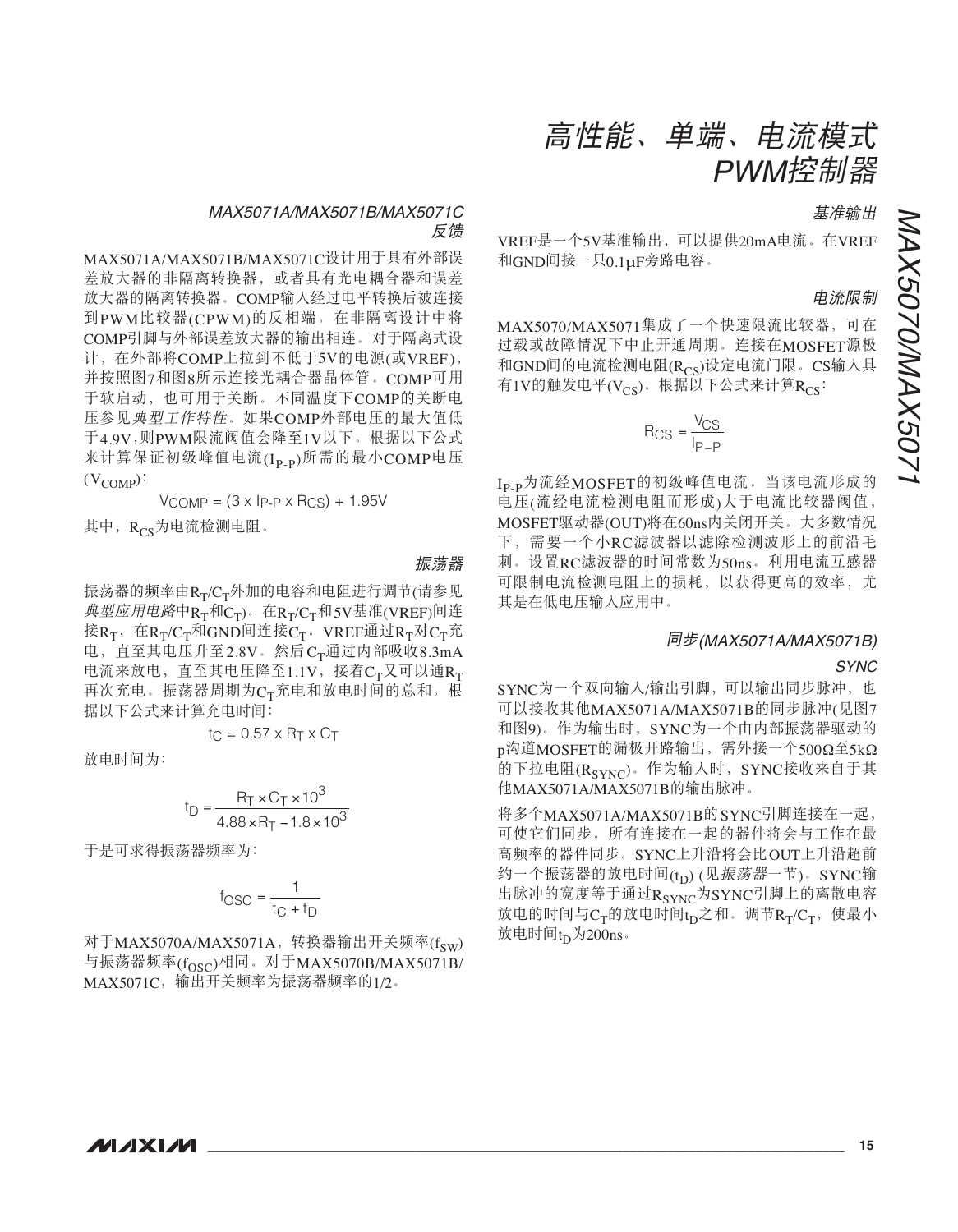### MAX5071A/MAX5071B/MAX5071C 反馈

MAX5071A/MAX5071B/MAX5071C设计用于具有外部误差放大器的非隔离转换器，或者具有光电耦合器和误差放大器的隔离转换器。COMP输入经过电平转换后被连接到PWM比较器(CPWM)的反相端。在非隔离设计中将COMP引脚与外部误差放大器的输出相连。对于隔离式设计，在外部将COMP上拉到不低于5V的电源(或VREF)，并按照图7和图8所示连接光耦合器晶体管。COMP可用于软启动，也可用于关断。不同温度下COMP的关断电压参见*典型工作特性*。如果COMP外部电压的最大值低于4.9V，则PWM限流阀值会降至1V以下。根据以下公式来计算保证初级峰值电流($I_{P-P}$)所需的最小COMP电压($V_{COMP}$)：

$$V_{COMP} = (3 \times I_{P-P} \times R_{CS}) + 1.95V$$

其中，$R_{CS}$为电流检测电阻。

### 振荡器

振荡器的频率由$R_T/C_T$外加的电容和电阻进行调节(请参见*典型应用电路*中$R_T$和$C_T$)。在$R_T/C_T$和5V基准(VREF)间连接$R_T$，在$R_T/C_T$和GND间连接$C_T$。VREF通过$R_T$对$C_T$充电，直至其电压升至2.8V。然后$C_T$通过内部吸收8.3mA电流来放电，直至其电压降至1.1V，接着$C_T$又可以通$R_T$再次充电。振荡器周期为$C_T$充电和放电时间的总和。根据以下公式来计算充电时间：

$$t_C = 0.57 \times R_T \times C_T$$

放电时间为：

$$t_D = \frac{R_T \times C_T \times 10^3}{4.88 \times R_T - 1.8 \times 10^3}$$

于是可求得振荡器频率为：

$$f_{OSC} = \frac{1}{t_C + t_D}$$

对于MAX5070A/MAX5071A，转换器输出开关频率($f_{SW}$)与振荡器频率($f_{OSC}$)相同。对于MAX5070B/MAX5071B/MAX5071C，输出开关频率为振荡器频率的1/2。

### 基准输出

VREF是一个5V基准输出，可以提供20mA电流。在VREF和GND间接一只0.1µF旁路电容。

### 电流限制

MAX5070/MAX5071集成了一个快速限流比较器，可在过载或故障情况下中止开通周期。连接在MOSFET源极和GND间的电流检测电阻($R_{CS}$)设定电流门限。CS输入具有1V的触发电平($V_{CS}$)。根据以下公式来计算$R_{CS}$：

$$R_{CS} = \frac{V_{CS}}{I_{P-P}}$$

$I_{P-P}$为流经MOSFET的初级峰值电流。当该电流形成的电压(流经电流检测电阻而形成)大于电流比较器阀值，MOSFET驱动器(OUT)将在60ns内关闭开关。大多数情况下，需要一个小RC滤波器以滤除检测波形上的前沿毛刺。设置RC滤波器的时间常数为50ns。利用电流互感器可限制电流检测电阻上的损耗，以获得更高的效率，尤其是在低电压输入应用中。

### 同步(MAX5071A/MAX5071B)

#### SYNC

SYNC为一个双向输入/输出引脚，可以输出同步脉冲，也可以接收其他MAX5071A/MAX5071B的同步脉冲(见图7和图9)。作为输出时，SYNC为一个由内部振荡器驱动的p沟道MOSFET的漏极开路输出，需外接一个500Ω至5kΩ的下拉电阻($R_{SYNC}$)。作为输入时，SYNC接收来自于其他MAX5071A/MAX5071B的输出脉冲。

将多个MAX5071A/MAX5071B的SYNC引脚连接在一起，可使它们同步。所有连接在一起的器件将会与工作在最高频率的器件同步。SYNC上升沿将会比OUT上升沿超前约一个振荡器的放电时间($t_D$) (见*振荡器*一节)。SYNC输出脉冲的宽度等于通过$R_{SYNC}$为SYNC引脚上的离散电容放电的时间与$C_T$的放电时间$t_D$之和。调节$R_T/C_T$，使最小放电时间$t_D$为200ns。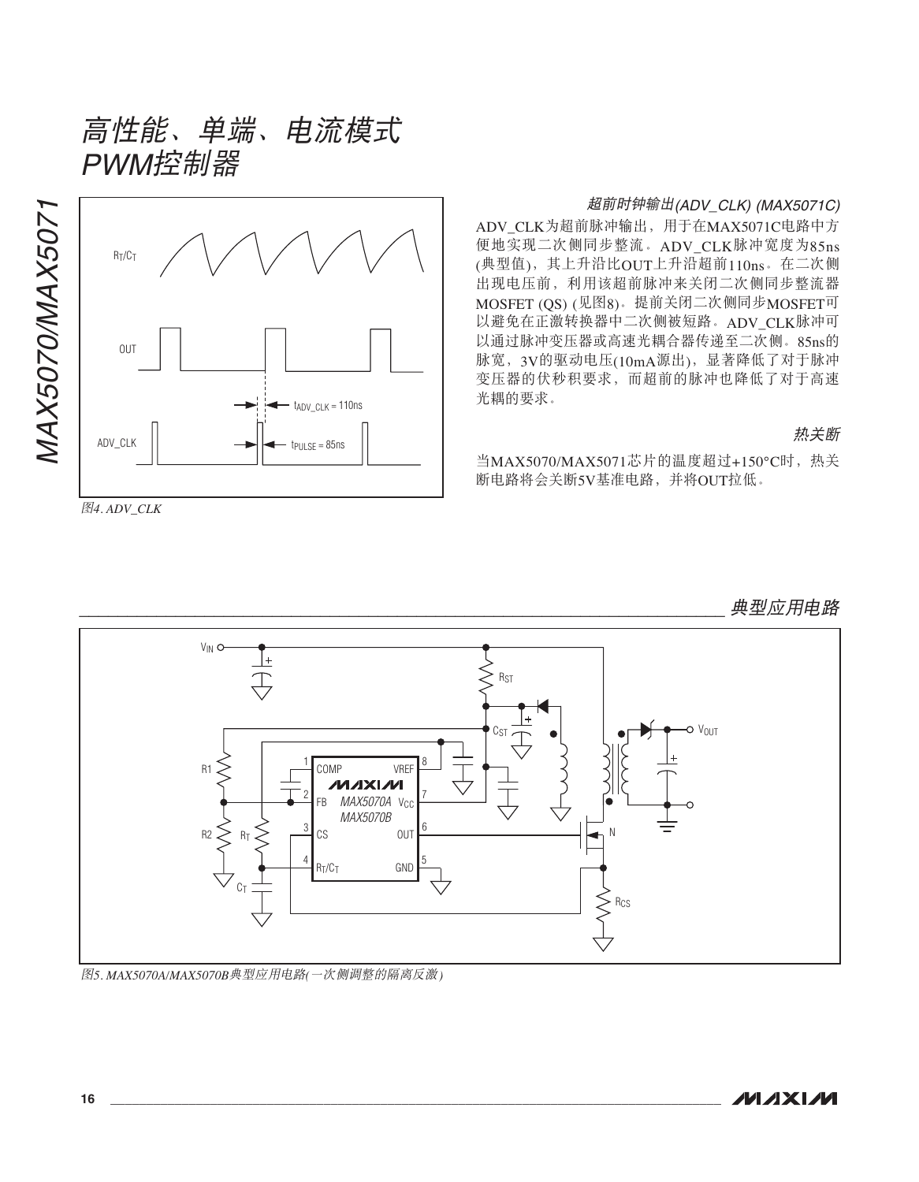图4. ADV_CLK

### 超前时钟输出(ADV_CLK) (MAX5071C)

ADV_CLK为超前脉冲输出，用于在MAX5071C电路中方便地实现二次侧同步整流。ADV_CLK脉冲宽度为85ns (典型值)，其上升沿比OUT上升沿超前110ns。在二次侧出现电压前，利用该超前脉冲来关闭二次侧同步整流器MOSFET (QS) (见图8)。提前关闭二次侧同步MOSFET可以避免在正激转换器中二次侧被短路。ADV_CLK脉冲可以通过脉冲变压器或高速光耦合器传递至二次侧。85ns的脉宽，3V的驱动电压(10mA源出)，显著降低了对于脉冲变压器的伏秒积要求，而超前的脉冲也降低了对于高速光耦的要求。

### 热关断

当MAX5070/MAX5071芯片的温度超过+150°C时，热关断电路将会关断5V基准电路，并将OUT拉低。

## 典型应用电路

图5. MAX5070A/MAX5070B典型应用电路(一次侧调整的隔离反激)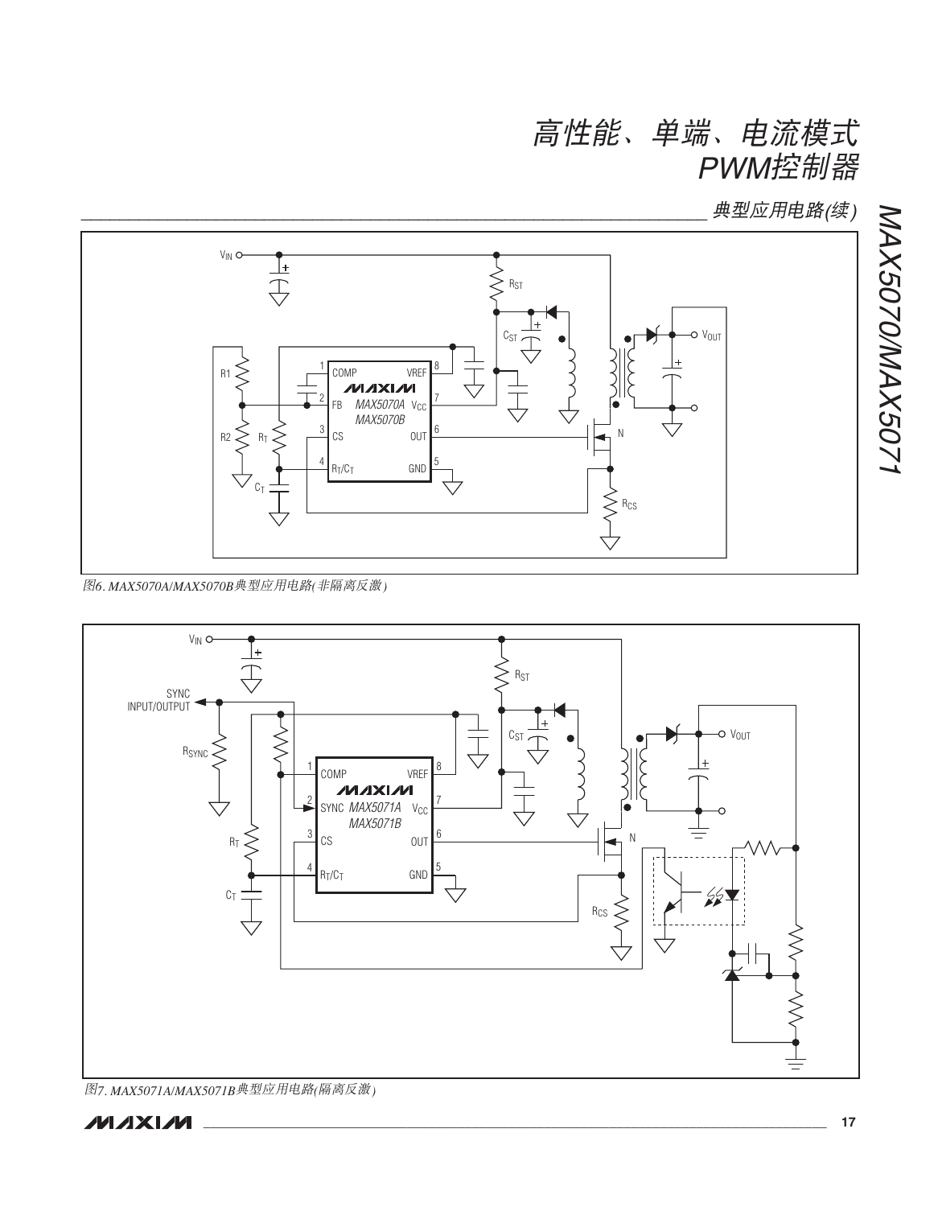## 典型应用电路(续)

图6. MAX5070A/MAX5070B典型应用电路(非隔离反激)

图7. MAX5071A/MAX5071B典型应用电路(隔离反激)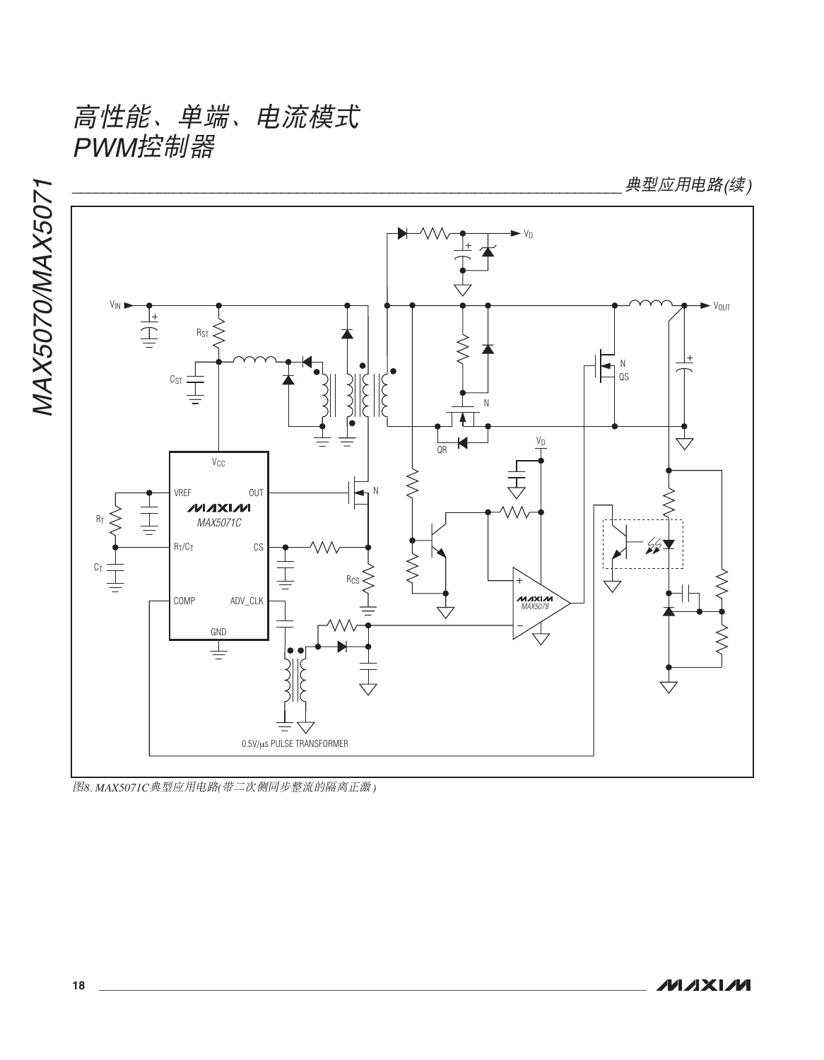## 典型应用电路(续)

图8. MAX5071C典型应用电路(带二次侧同步整流的隔离正激)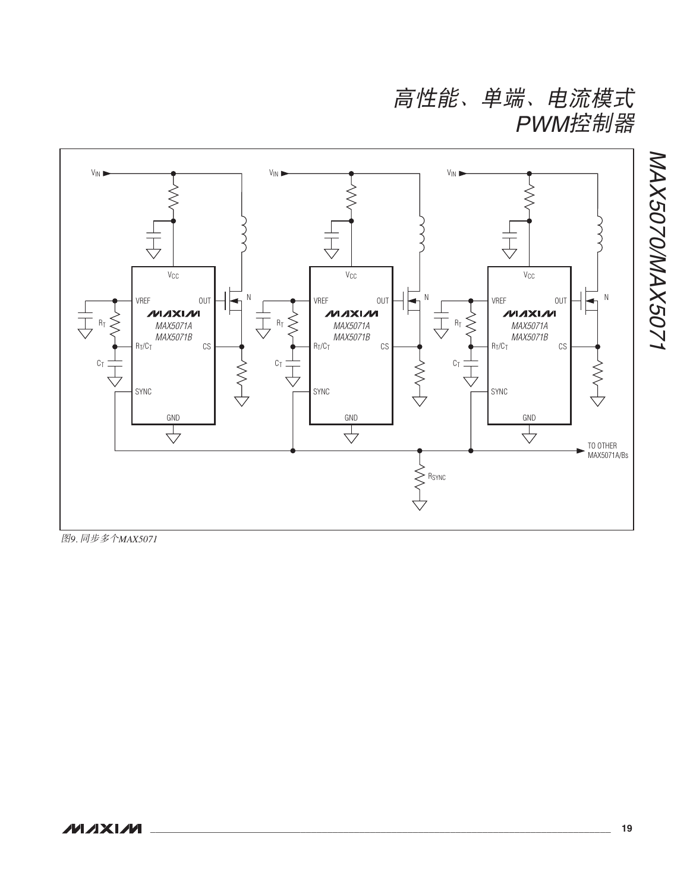图9. 同步多个MAX5071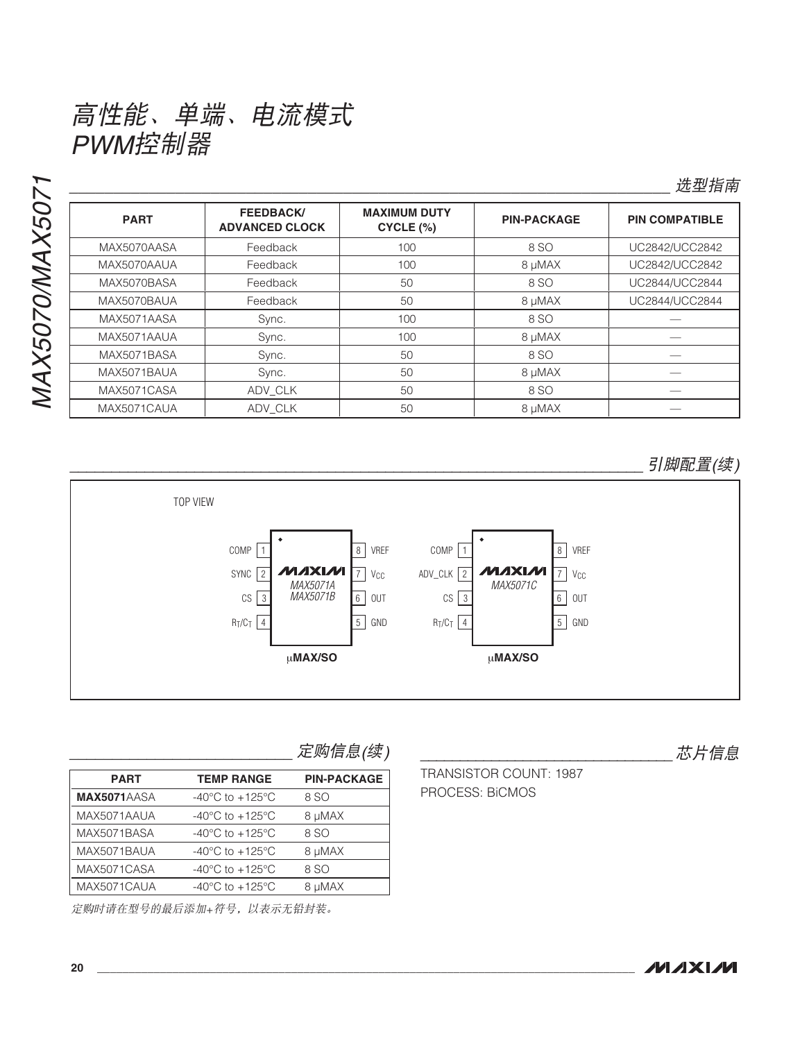# 高性能、单端、电流模式 PWM控制器

## 选型指南

| PART | FEEDBACK/ ADVANCED CLOCK | MAXIMUM DUTY CYCLE (%) | PIN-PACKAGE | PIN COMPATIBLE |
|---|---|---|---|---|
| MAX5070AASA | Feedback | 100 | 8 SO | UC2842/UCC2842 |
| MAX5070AAUA | Feedback | 100 | 8 μMAX | UC2842/UCC2842 |
| MAX5070BASA | Feedback | 50 | 8 SO | UC2844/UCC2844 |
| MAX5070BAUA | Feedback | 50 | 8 μMAX | UC2844/UCC2844 |
| MAX5071AASA | Sync. | 100 | 8 SO | — |
| MAX5071AAUA | Sync. | 100 | 8 μMAX | — |
| MAX5071BASA | Sync. | 50 | 8 SO | — |
| MAX5071BAUA | Sync. | 50 | 8 μMAX | — |
| MAX5071CASA | ADV_CLK | 50 | 8 SO | — |
| MAX5071CAUA | ADV_CLK | 50 | 8 μMAX | — |

## 引脚配置(续)

TOP VIEW

MAX5071A/MAX5071B (μMAX/SO): 1 COMP, 2 SYNC, 3 CS, 4 $R_T/C_T$, 5 GND, 6 OUT, 7 $V_{CC}$, 8 VREF

MAX5071C (μMAX/SO): 1 COMP, 2 ADV_CLK, 3 CS, 4 $R_T/C_T$, 5 GND, 6 OUT, 7 $V_{CC}$, 8 VREF

## 定购信息(续)

| PART | TEMP RANGE | PIN-PACKAGE |
|---|---|---|
| **MAX5071**AASA | -40°C to +125°C | 8 SO |
| MAX5071AAUA | -40°C to +125°C | 8 μMAX |
| MAX5071BASA | -40°C to +125°C | 8 SO |
| MAX5071BAUA | -40°C to +125°C | 8 μMAX |
| MAX5071CASA | -40°C to +125°C | 8 SO |
| MAX5071CAUA | -40°C to +125°C | 8 μMAX |

*定购时请在型号的最后添加+符号，以表示无铅封装。*

## 芯片信息

TRANSISTOR COUNT: 1987

PROCESS: BiCMOS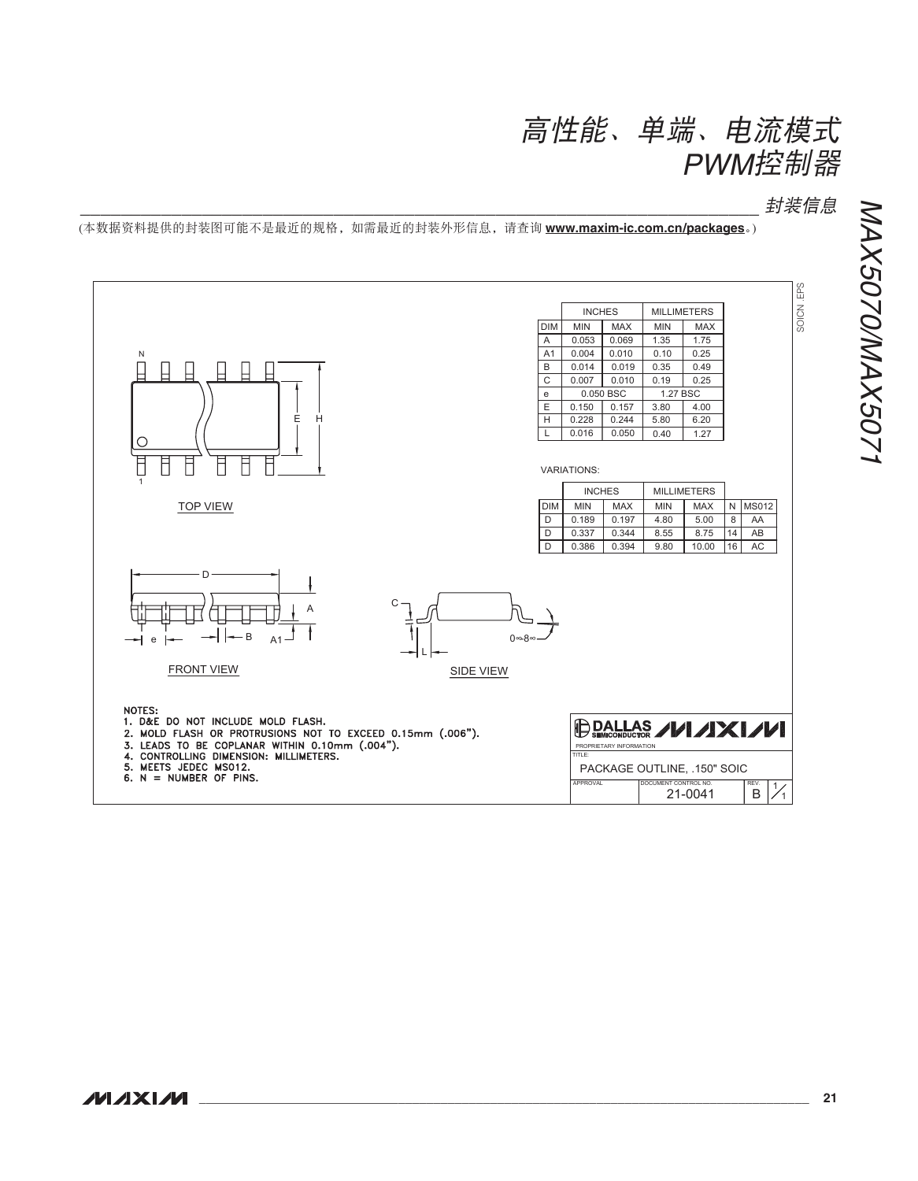## 封装信息

(本数据资料提供的封装图可能不是最近的规格，如需最近的封装外形信息，请查询 **www.maxim-ic.com.cn/packages**。)

| | INCHES | | MILLIMETERS | |
|---|---|---|---|---|
| DIM | MIN | MAX | MIN | MAX |
| A | 0.053 | 0.069 | 1.35 | 1.75 |
| A1 | 0.004 | 0.010 | 0.10 | 0.25 |
| B | 0.014 | 0.019 | 0.35 | 0.49 |
| C | 0.007 | 0.010 | 0.19 | 0.25 |
| e | 0.050 BSC | | 1.27 BSC | |
| E | 0.150 | 0.157 | 3.80 | 4.00 |
| H | 0.228 | 0.244 | 5.80 | 6.20 |
| L | 0.016 | 0.050 | 0.40 | 1.27 |

VARIATIONS:

| | INCHES | | MILLIMETERS | | | |
|---|---|---|---|---|---|---|
| DIM | MIN | MAX | MIN | MAX | N | MS012 |
| D | 0.189 | 0.197 | 4.80 | 5.00 | 8 | AA |
| D | 0.337 | 0.344 | 8.55 | 8.75 | 14 | AB |
| D | 0.386 | 0.394 | 9.80 | 10.00 | 16 | AC |

TOP VIEW

FRONT VIEW

SIDE VIEW

NOTES:
1. D&E DO NOT INCLUDE MOLD FLASH.
2. MOLD FLASH OR PROTRUSIONS NOT TO EXCEED 0.15mm (.006").
3. LEADS TO BE COPLANAR WITHIN 0.10mm (.004").
4. CONTROLLING DIMENSION: MILLIMETERS.
5. MEETS JEDEC MS012.
6. N = NUMBER OF PINS.

DALLAS SEMICONDUCTOR / MAXIM
PROPRIETARY INFORMATION
TITLE: PACKAGE OUTLINE, .150" SOIC
APPROVAL | DOCUMENT CONTROL NO. 21-0041 | REV. B | 1/1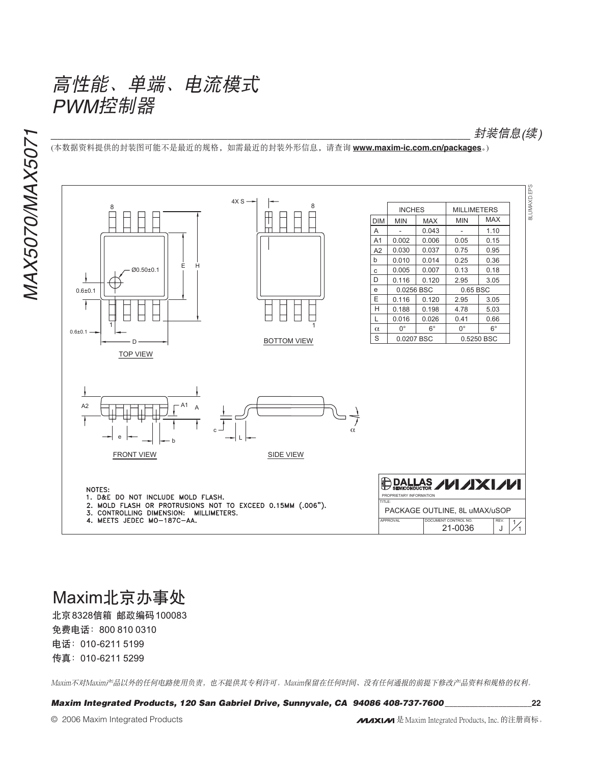## 封装信息(续)

(本数据资料提供的封装图可能不是最近的规格，如需最近的封装外形信息，请查询 **www.maxim-ic.com.cn/packages**。)

8
4X S
8
Ø0.50±0.1
E
H
0.6±0.1
1
1
0.6±0.1
D
TOP VIEW
BOTTOM VIEW

| | INCHES | | MILLIMETERS | |
|---|---|---|---|---|
| DIM | MIN | MAX | MIN | MAX |
| A | - | 0.043 | - | 1.10 |
| A1 | 0.002 | 0.006 | 0.05 | 0.15 |
| A2 | 0.030 | 0.037 | 0.75 | 0.95 |
| b | 0.010 | 0.014 | 0.25 | 0.36 |
| c | 0.005 | 0.007 | 0.13 | 0.18 |
| D | 0.116 | 0.120 | 2.95 | 3.05 |
| e | 0.0256 BSC | | 0.65 BSC | |
| E | 0.116 | 0.120 | 2.95 | 3.05 |
| H | 0.188 | 0.198 | 4.78 | 5.03 |
| L | 0.016 | 0.026 | 0.41 | 0.66 |
| α | 0° | 6° | 0° | 6° |
| S | 0.0207 BSC | | 0.5250 BSC | |

8LUMAXD.EPS

A2
A1
A
e
b
c
L
α
FRONT VIEW
SIDE VIEW

NOTES:
1. D&E DO NOT INCLUDE MOLD FLASH.
2. MOLD FLASH OR PROTRUSIONS NOT TO EXCEED 0.15MM (.006").
3. CONTROLLING DIMENSION: MILLIMETERS.
4. MEETS JEDEC MO-187C-AA.

DALLAS SEMICONDUCTOR MAXIM
PROPRIETARY INFORMATION
TITLE:
PACKAGE OUTLINE, 8L uMAX/uSOP
APPROVAL
DOCUMENT CONTROL NO. 21-0036
REV. J
1/1

## Maxim北京办事处

北京8328信箱 邮政编码100083

免费电话：800 810 0310

电话：010-6211 5199

传真：010-6211 5299

*Maxim不对Maxim产品以外的任何电路使用负责，也不提供其专利许可。Maxim保留在任何时间、没有任何通报的前提下修改产品资料和规格的权利。*

***Maxim Integrated Products, 120 San Gabriel Drive, Sunnyvale, CA 94086 408-737-7600***

© 2006 Maxim Integrated Products

MAXIM 是 Maxim Integrated Products, Inc. 的注册商标。